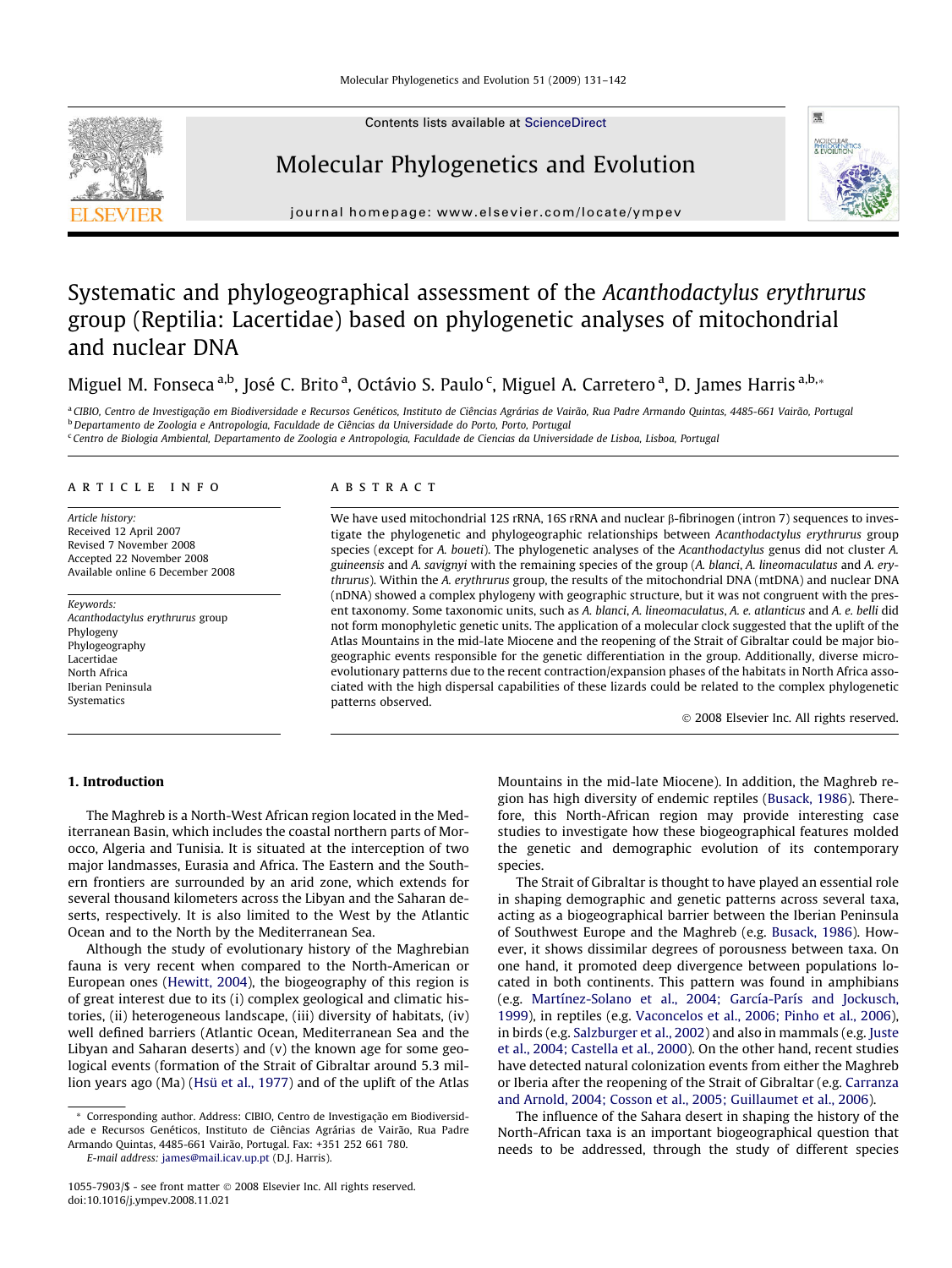# Systematic and phylogeographical assessment of the *Acanthodactylus erythrurus* group (Reptilia: Lacertidae) based on phylogenetic analyses of mitochondrial and nuclear DNA

Miguel M. Fonseca [a,b], José C. Brito [a], Octávio S. Paulo [c], Miguel A. Carretero [a], D. James Harris [a,b,*]

[a] CIBIO, Centro de Investigação em Biodiversidade e Recursos Genéticos, Instituto de Ciências Agrárias de Vairão, Rua Padre Armando Quintas, 4485-661 Vairão, Portugal
[b] Departamento de Zoologia e Antropologia, Faculdade de Ciências da Universidade do Porto, Porto, Portugal
[c] Centro de Biologia Ambiental, Departamento de Zoologia e Antropologia, Faculdade de Ciencias da Universidade de Lisboa, Lisboa, Portugal

## ARTICLE INFO

*Article history:*
Received 12 April 2007
Revised 7 November 2008
Accepted 22 November 2008
Available online 6 December 2008

*Keywords:*
*Acanthodactylus erythrurus* group
Phylogeny
Phylogeography
Lacertidae
North Africa
Iberian Peninsula
Systematics

## ABSTRACT

We have used mitochondrial 12S rRNA, 16S rRNA and nuclear β-fibrinogen (intron 7) sequences to investigate the phylogenetic and phylogeographic relationships between *Acanthodactylus erythrurus* group species (except for *A. boueti*). The phylogenetic analyses of the *Acanthodactylus* genus did not cluster *A. guineensis* and *A. savignyi* with the remaining species of the group (*A. blanci*, *A. lineomaculatus* and *A. erythrurus*). Within the *A. erythrurus* group, the results of the mitochondrial DNA (mtDNA) and nuclear DNA (nDNA) showed a complex phylogeny with geographic structure, but it was not congruent with the present taxonomy. Some taxonomic units, such as *A. blanci*, *A. lineomaculatus*, *A. e. atlanticus* and *A. e. belli* did not form monophyletic genetic units. The application of a molecular clock suggested that the uplift of the Atlas Mountains in the mid-late Miocene and the reopening of the Strait of Gibraltar could be major biogeographic events responsible for the genetic differentiation in the group. Additionally, diverse micro-evolutionary patterns due to the recent contraction/expansion phases of the habitats in North Africa associated with the high dispersal capabilities of these lizards could be related to the complex phylogenetic patterns observed.

© 2008 Elsevier Inc. All rights reserved.

## 1. Introduction

The Maghreb is a North-West African region located in the Mediterranean Basin, which includes the coastal northern parts of Morocco, Algeria and Tunisia. It is situated at the interception of two major landmasses, Eurasia and Africa. The Eastern and the Southern frontiers are surrounded by an arid zone, which extends for several thousand kilometers across the Libyan and the Saharan deserts, respectively. It is also limited to the West by the Atlantic Ocean and to the North by the Mediterranean Sea.

Although the study of evolutionary history of the Maghrebian fauna is very recent when compared to the North-American or European ones (Hewitt, 2004), the biogeography of this region is of great interest due to its (i) complex geological and climatic histories, (ii) heterogeneous landscape, (iii) diversity of habitats, (iv) well defined barriers (Atlantic Ocean, Mediterranean Sea and the Libyan and Saharan deserts) and (v) the known age for some geological events (formation of the Strait of Gibraltar around 5.3 million years ago (Ma) (Hsü et al., 1977) and of the uplift of the Atlas Mountains in the mid-late Miocene). In addition, the Maghreb region has high diversity of endemic reptiles (Busack, 1986). Therefore, this North-African region may provide interesting case studies to investigate how these biogeographical features molded the genetic and demographic evolution of its contemporary species.

The Strait of Gibraltar is thought to have played an essential role in shaping demographic and genetic patterns across several taxa, acting as a biogeographical barrier between the Iberian Peninsula of Southwest Europe and the Maghreb (e.g. Busack, 1986). However, it shows dissimilar degrees of porousness between taxa. On one hand, it promoted deep divergence between populations located in both continents. This pattern was found in amphibians (e.g. Martínez-Solano et al., 2004; García-París and Jockusch, 1999), in reptiles (e.g. Vaconcelos et al., 2006; Pinho et al., 2006), in birds (e.g. Salzburger et al., 2002) and also in mammals (e.g. Juste et al., 2004; Castella et al., 2000). On the other hand, recent studies have detected natural colonization events from either the Maghreb or Iberia after the reopening of the Strait of Gibraltar (e.g. Carranza and Arnold, 2004; Cosson et al., 2005; Guillaumet et al., 2006).

The influence of the Sahara desert in shaping the history of the North-African taxa is an important biogeographical question that needs to be addressed, through the study of different species

\* Corresponding author. Address: CIBIO, Centro de Investigação em Biodiversidade e Recursos Genéticos, Instituto de Ciências Agrárias de Vairão, Rua Padre Armando Quintas, 4485-661 Vairão, Portugal. Fax: +351 252 661 780.
*E-mail address:* james@mail.icav.up.pt (D.J. Harris).

1055-7903/$ - see front matter © 2008 Elsevier Inc. All rights reserved.
doi:10.1016/j.ympev.2008.11.021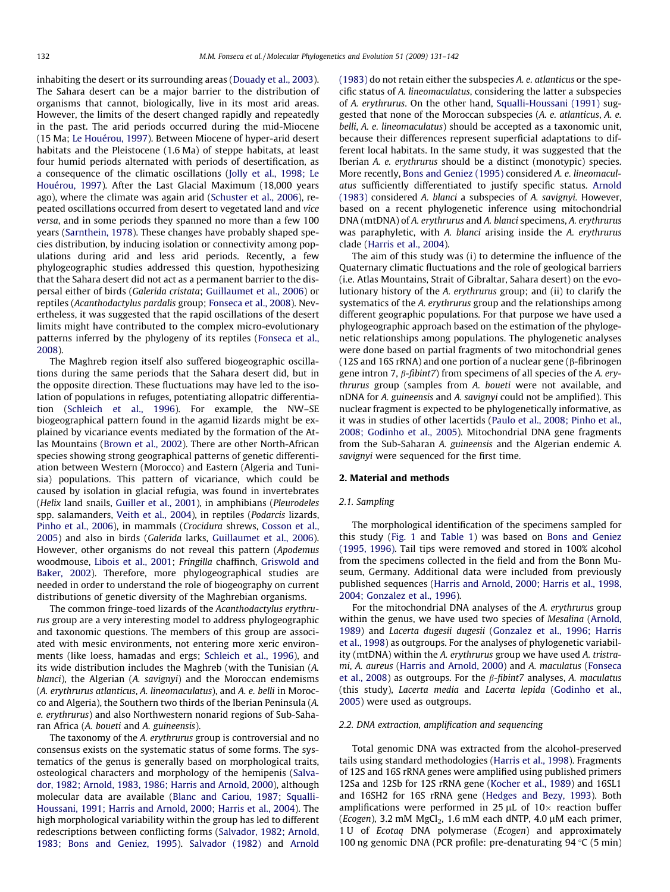inhabiting the desert or its surrounding areas (Douady et al., 2003). The Sahara desert can be a major barrier to the distribution of organisms that cannot, biologically, live in its most arid areas. However, the limits of the desert changed rapidly and repeatedly in the past. The arid periods occurred during the mid-Miocene (15 Ma; Le Houérou, 1997). Between Miocene of hyper-arid desert habitats and the Pleistocene (1.6 Ma) of steppe habitats, at least four humid periods alternated with periods of desertification, as a consequence of the climatic oscillations (Jolly et al., 1998; Le Houérou, 1997). After the Last Glacial Maximum (18,000 years ago), where the climate was again arid (Schuster et al., 2006), repeated oscillations occurred from desert to vegetated land and *vice versa*, and in some periods they spanned no more than a few 100 years (Sarnthein, 1978). These changes have probably shaped species distribution, by inducing isolation or connectivity among populations during arid and less arid periods. Recently, a few phylogeographic studies addressed this question, hypothesizing that the Sahara desert did not act as a permanent barrier to the dispersal either of birds (*Galerida cristata*; Guillaumet et al., 2006) or reptiles (*Acanthodactylus pardalis* group; Fonseca et al., 2008). Nevertheless, it was suggested that the rapid oscillations of the desert limits might have contributed to the complex micro-evolutionary patterns inferred by the phylogeny of its reptiles (Fonseca et al., 2008).

The Maghreb region itself also suffered biogeographic oscillations during the same periods that the Sahara desert did, but in the opposite direction. These fluctuations may have led to the isolation of populations in refuges, potentiating allopatric differentiation (Schleich et al., 1996). For example, the NW–SE biogeographical pattern found in the agamid lizards might be explained by vicariance events mediated by the formation of the Atlas Mountains (Brown et al., 2002). There are other North-African species showing strong geographical patterns of genetic differentiation between Western (Morocco) and Eastern (Algeria and Tunisia) populations. This pattern of vicariance, which could be caused by isolation in glacial refugia, was found in invertebrates (*Helix* land snails, Guiller et al., 2001), in amphibians (*Pleurodeles* spp. salamanders, Veith et al., 2004), in reptiles (*Podarcis* lizards, Pinho et al., 2006), in mammals (*Crocidura* shrews, Cosson et al., 2005) and also in birds (*Galerida* larks, Guillaumet et al., 2006). However, other organisms do not reveal this pattern (*Apodemus* woodmouse, Libois et al., 2001; *Fringilla* chaffinch, Griswold and Baker, 2002). Therefore, more phylogeographical studies are needed in order to understand the role of biogeography on current distributions of genetic diversity of the Maghrebian organisms.

The common fringe-toed lizards of the *Acanthodactylus erythrurus* group are a very interesting model to address phylogeographic and taxonomic questions. The members of this group are associated with mesic environments, not entering more xeric environments (like loess, hamadas and ergs; Schleich et al., 1996), and its wide distribution includes the Maghreb (with the Tunisian (*A. blanci*), the Algerian (*A. savignyi*) and the Moroccan endemisms (*A. erythrurus atlanticus*, *A. lineomaculatus*), and *A. e. belli* in Morocco and Algeria), the Southern two thirds of the Iberian Peninsula (*A. e. erythrurus*) and also Northwestern nonarid regions of Sub-Saharan Africa (*A. boueti* and *A. guineensis*).

The taxonomy of the *A. erythrurus* group is controversial and no consensus exists on the systematic status of some forms. The systematics of the genus is generally based on morphological traits, osteological characters and morphology of the hemipenis (Salvador, 1982; Arnold, 1983, 1986; Harris and Arnold, 2000), although molecular data are available (Blanc and Cariou, 1987; Squalli-Houssani, 1991; Harris and Arnold, 2000; Harris et al., 2004). The high morphological variability within the group has led to different redescriptions between conflicting forms (Salvador, 1982; Arnold, 1983; Bons and Geniez, 1995). Salvador (1982) and Arnold (1983) do not retain either the subspecies *A. e. atlanticus* or the specific status of *A. lineomaculatus*, considering the latter a subspecies of *A. erythrurus*. On the other hand, Squalli-Houssani (1991) suggested that none of the Moroccan subspecies (*A. e. atlanticus*, *A. e. belli*, *A. e. lineomaculatus*) should be accepted as a taxonomic unit, because their differences represent superficial adaptations to different local habitats. In the same study, it was suggested that the Iberian *A. e. erythrurus* should be a distinct (monotypic) species. More recently, Bons and Geniez (1995) considered *A. e. lineomaculatus* sufficiently differentiated to justify specific status. Arnold (1983) considered *A. blanci* a subspecies of *A. savignyi*. However, based on a recent phylogenetic inference using mitochondrial DNA (mtDNA) of *A. erythrurus* and *A. blanci* specimens, *A. erythrurus* was paraphyletic, with *A. blanci* arising inside the *A. erythrurus* clade (Harris et al., 2004).

The aim of this study was (i) to determine the influence of the Quaternary climatic fluctuations and the role of geological barriers (i.e. Atlas Mountains, Strait of Gibraltar, Sahara desert) on the evolutionary history of the *A. erythrurus* group; and (ii) to clarify the systematics of the *A. erythrurus* group and the relationships among different geographic populations. For that purpose we have used a phylogeographic approach based on the estimation of the phylogenetic relationships among populations. The phylogenetic analyses were done based on partial fragments of two mitochondrial genes (12S and 16S rRNA) and one portion of a nuclear gene (β-fibrinogen gene intron 7, *β-fibint7*) from specimens of all species of the *A. erythrurus* group (samples from *A. boueti* were not available, and nDNA for *A. guineensis* and *A. savignyi* could not be amplified). This nuclear fragment is expected to be phylogenetically informative, as it was in studies of other lacertids (Paulo et al., 2008; Pinho et al., 2008; Godinho et al., 2005). Mitochondrial DNA gene fragments from the Sub-Saharan *A. guineensis* and the Algerian endemic *A. savignyi* were sequenced for the first time.

## 2. Material and methods

### 2.1. Sampling

The morphological identification of the specimens sampled for this study (Fig. 1 and Table 1) was based on Bons and Geniez (1995, 1996). Tail tips were removed and stored in 100% alcohol from the specimens collected in the field and from the Bonn Museum, Germany. Additional data were included from previously published sequences (Harris and Arnold, 2000; Harris et al., 1998, 2004; Gonzalez et al., 1996).

For the mitochondrial DNA analyses of the *A. erythrurus* group within the genus, we have used two species of *Mesalina* (Arnold, 1989) and *Lacerta dugesii dugesii* (Gonzalez et al., 1996; Harris et al., 1998) as outgroups. For the analyses of phylogenetic variability (mtDNA) within the *A. erythrurus* group we have used *A. tristrami*, *A. aureus* (Harris and Arnold, 2000) and *A. maculatus* (Fonseca et al., 2008) as outgroups. For the *β-fibint7* analyses, *A. maculatus* (this study), *Lacerta media* and *Lacerta lepida* (Godinho et al., 2005) were used as outgroups.

### 2.2. DNA extraction, amplification and sequencing

Total genomic DNA was extracted from the alcohol-preserved tails using standard methodologies (Harris et al., 1998). Fragments of 12S and 16S rRNA genes were amplified using published primers 12Sa and 12Sb for 12S rRNA gene (Kocher et al., 1989) and 16SL1 and 16SH2 for 16S rRNA gene (Hedges and Bezy, 1993). Both amplifications were performed in 25 μL of 10× reaction buffer (*Ecogen*), 3.2 mM $MgCl_2$, 1.6 mM each dNTP, 4.0 μM each primer, 1 U of *Ecotaq* DNA polymerase (*Ecogen*) and approximately 100 ng genomic DNA (PCR profile: pre-denaturating 94 °C (5 min)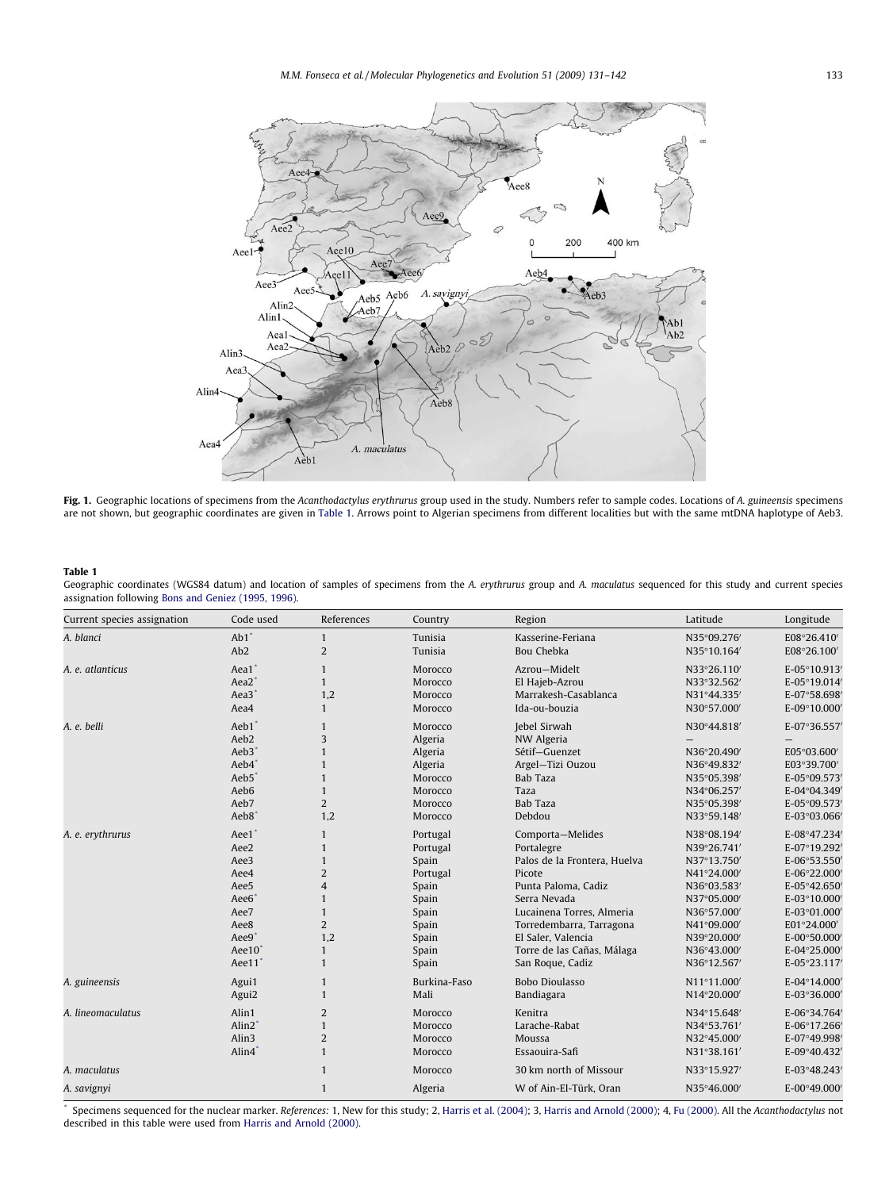Fig. 1. Geographic locations of specimens from the *Acanthodactylus erythrurus* group used in the study. Numbers refer to sample codes. Locations of *A. guineensis* specimens are not shown, but geographic coordinates are given in Table 1. Arrows point to Algerian specimens from different localities but with the same mtDNA haplotype of Aeb3.

**Table 1**

Geographic coordinates (WGS84 datum) and location of samples of specimens from the *A. erythrurus* group and *A. maculatus* sequenced for this study and current species assignation following Bons and Geniez (1995, 1996).

| Current species assignation | Code used | References | Country | Region | Latitude | Longitude |
|---|---|---|---|---|---|---|
| *A. blanci* | Ab1* | 1 | Tunisia | Kasserine-Feriana | N35°09.276′ | E08°26.410′ |
| | Ab2 | 2 | Tunisia | Bou Chebka | N35°10.164′ | E08°26.100′ |
| *A. e. atlanticus* | Aea1* | 1 | Morocco | Azrou—Midelt | N33°26.110′ | E-05°10.913′ |
| | Aea2* | 1 | Morocco | El Hajeb-Azrou | N33°32.562′ | E-05°19.014′ |
| | Aea3* | 1,2 | Morocco | Marrakesh-Casablanca | N31°44.335′ | E-07°58.698′ |
| | Aea4 | 1 | Morocco | Ida-ou-bouzia | N30°57.000′ | E-09°10.000′ |
| *A. e. belli* | Aeb1* | 1 | Morocco | Jebel Sirwah | N30°44.818′ | E-07°36.557′ |
| | Aeb2 | 3 | Algeria | NW Algeria | — | — |
| | Aeb3* | 1 | Algeria | Sétif—Guenzet | N36°20.490′ | E05°03.600′ |
| | Aeb4* | 1 | Algeria | Argel—Tizi Ouzou | N36°49.832′ | E03°39.700′ |
| | Aeb5* | 1 | Morocco | Bab Taza | N35°05.398′ | E-05°09.573′ |
| | Aeb6 | 1 | Morocco | Taza | N34°06.257′ | E-04°04.349′ |
| | Aeb7 | 2 | Morocco | Bab Taza | N35°05.398′ | E-05°09.573′ |
| | Aeb8* | 1,2 | Morocco | Debdou | N33°59.148′ | E-03°03.066′ |
| *A. e. erythrurus* | Aee1* | 1 | Portugal | Comporta—Melides | N38°08.194′ | E-08°47.234′ |
| | Aee2 | 1 | Portugal | Portalegre | N39°26.741′ | E-07°19.292′ |
| | Aee3 | 1 | Spain | Palos de la Frontera, Huelva | N37°13.750′ | E-06°53.550′ |
| | Aee4 | 2 | Portugal | Picote | N41°24.000′ | E-06°22.000′ |
| | Aee5 | 4 | Spain | Punta Paloma, Cadiz | N36°03.583′ | E-05°42.650′ |
| | Aee6* | 1 | Spain | Serra Nevada | N37°05.000′ | E-03°10.000′ |
| | Aee7 | 1 | Spain | Lucainena Torres, Almeria | N36°57.000′ | E-03°01.000′ |
| | Aee8 | 2 | Spain | Torredembarra, Tarragona | N41°09.000′ | E01°24.000′ |
| | Aee9* | 1,2 | Spain | El Saler, Valencia | N39°20.000′ | E-00°50.000′ |
| | Aee10* | 1 | Spain | Torre de las Cañas, Málaga | N36°43.000′ | E-04°25.000′ |
| | Aee11* | 1 | Spain | San Roque, Cadiz | N36°12.567′ | E-05°23.117′ |
| *A. guineensis* | Agui1 | 1 | Burkina-Faso | Bobo Dioulasso | N11°11.000′ | E-04°14.000′ |
| | Agui2 | 1 | Mali | Bandiagara | N14°20.000′ | E-03°36.000′ |
| *A. lineomaculatus* | Alin1 | 2 | Morocco | Kenitra | N34°15.648′ | E-06°34.764′ |
| | Alin2* | 1 | Morocco | Larache-Rabat | N34°53.761′ | E-06°17.266′ |
| | Alin3 | 2 | Morocco | Moussa | N32°45.000′ | E-07°49.998′ |
| | Alin4* | 1 | Morocco | Essaouira-Safi | N31°38.161′ | E-09°40.432′ |
| *A. maculatus* | | 1 | Morocco | 30 km north of Missour | N33°15.927′ | E-03°48.243′ |
| *A. savignyi* | | 1 | Algeria | W of Ain-El-Türk, Oran | N35°46.000′ | E-00°49.000′ |

\* Specimens sequenced for the nuclear marker. *References:* 1, New for this study; 2, Harris et al. (2004); 3, Harris and Arnold (2000); 4, Fu (2000). All the *Acanthodactylus* not described in this table were used from Harris and Arnold (2000).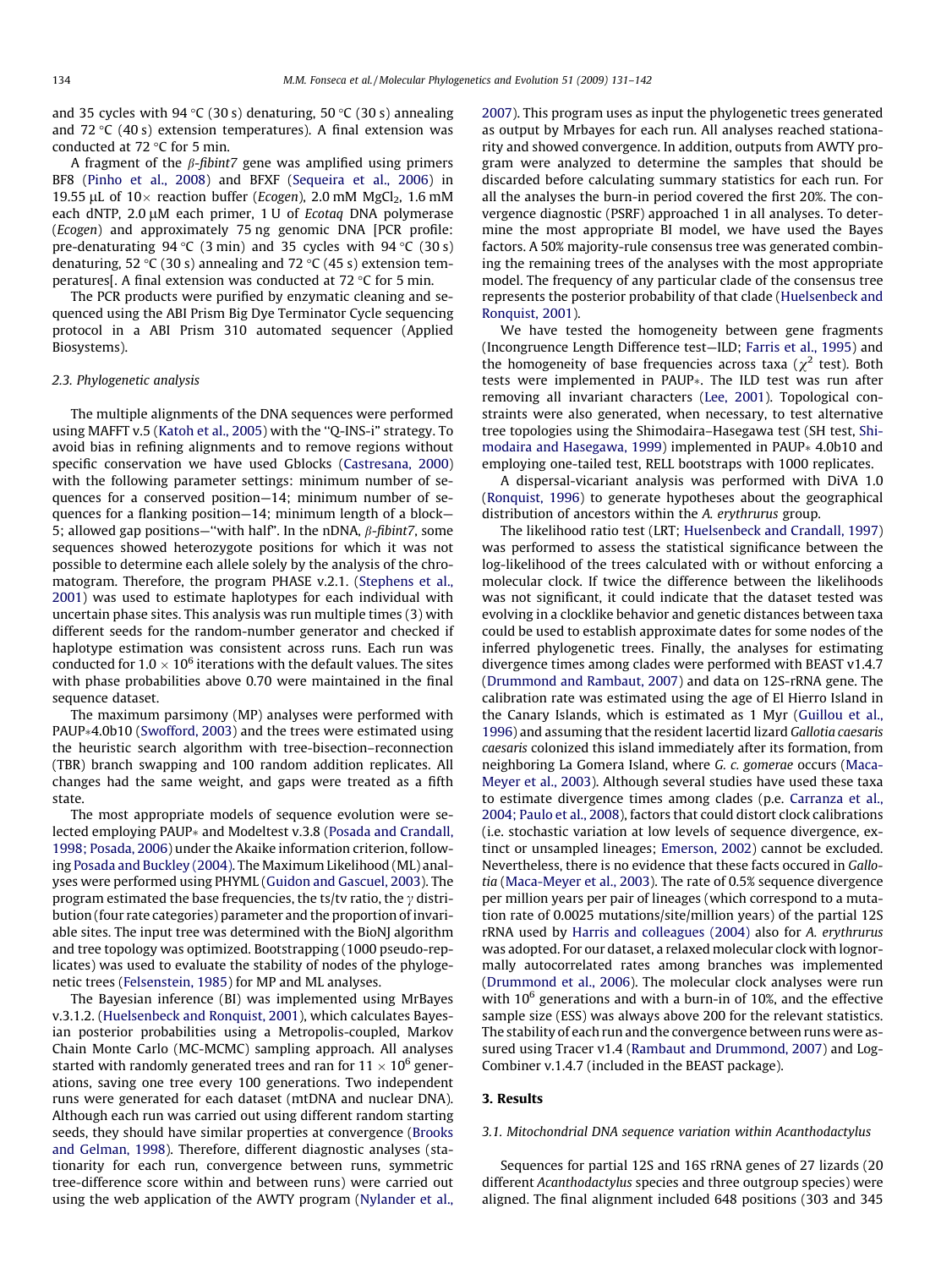and 35 cycles with 94 °C (30 s) denaturing, 50 °C (30 s) annealing and 72 °C (40 s) extension temperatures). A final extension was conducted at 72 °C for 5 min.

A fragment of the *β-fibint7* gene was amplified using primers BF8 (Pinho et al., 2008) and BFXF (Sequeira et al., 2006) in 19.55 μL of 10× reaction buffer (*Ecogen*), 2.0 mM $MgCl_2$, 1.6 mM each dNTP, 2.0 μM each primer, 1 U of *Ecotaq* DNA polymerase (*Ecogen*) and approximately 75 ng genomic DNA [PCR profile: pre-denaturating 94 °C (3 min) and 35 cycles with 94 °C (30 s) denaturing, 52 °C (30 s) annealing and 72 °C (45 s) extension temperatures[. A final extension was conducted at 72 °C for 5 min.

The PCR products were purified by enzymatic cleaning and sequenced using the ABI Prism Big Dye Terminator Cycle sequencing protocol in a ABI Prism 310 automated sequencer (Applied Biosystems).

### 2.3. Phylogenetic analysis

The multiple alignments of the DNA sequences were performed using MAFFT v.5 (Katoh et al., 2005) with the "Q-INS-i" strategy. To avoid bias in refining alignments and to remove regions without specific conservation we have used Gblocks (Castresana, 2000) with the following parameter settings: minimum number of sequences for a conserved position—14; minimum number of sequences for a flanking position—14; minimum length of a block—5; allowed gap positions—"with half". In the nDNA, *β-fibint7*, some sequences showed heterozygote positions for which it was not possible to determine each allele solely by the analysis of the chromatogram. Therefore, the program PHASE v.2.1. (Stephens et al., 2001) was used to estimate haplotypes for each individual with uncertain phase sites. This analysis was run multiple times (3) with different seeds for the random-number generator and checked if haplotype estimation was consistent across runs. Each run was conducted for $1.0 \times 10^6$ iterations with the default values. The sites with phase probabilities above 0.70 were maintained in the final sequence dataset.

The maximum parsimony (MP) analyses were performed with PAUP*4.0b10 (Swofford, 2003) and the trees were estimated using the heuristic search algorithm with tree-bisection–reconnection (TBR) branch swapping and 100 random addition replicates. All changes had the same weight, and gaps were treated as a fifth state.

The most appropriate models of sequence evolution were selected employing PAUP* and Modeltest v.3.8 (Posada and Crandall, 1998; Posada, 2006) under the Akaike information criterion, following Posada and Buckley (2004). The Maximum Likelihood (ML) analyses were performed using PHYML (Guidon and Gascuel, 2003). The program estimated the base frequencies, the ts/tv ratio, the $\gamma$ distribution (four rate categories) parameter and the proportion of invariable sites. The input tree was determined with the BioNJ algorithm and tree topology was optimized. Bootstrapping (1000 pseudo-replicates) was used to evaluate the stability of nodes of the phylogenetic trees (Felsenstein, 1985) for MP and ML analyses.

The Bayesian inference (BI) was implemented using MrBayes v.3.1.2. (Huelsenbeck and Ronquist, 2001), which calculates Bayesian posterior probabilities using a Metropolis-coupled, Markov Chain Monte Carlo (MC-MCMC) sampling approach. All analyses started with randomly generated trees and ran for $11 \times 10^6$ generations, saving one tree every 100 generations. Two independent runs were generated for each dataset (mtDNA and nuclear DNA). Although each run was carried out using different random starting seeds, they should have similar properties at convergence (Brooks and Gelman, 1998). Therefore, different diagnostic analyses (stationarity for each run, convergence between runs, symmetric tree-difference score within and between runs) were carried out using the web application of the AWTY program (Nylander et al., 2007). This program uses as input the phylogenetic trees generated as output by Mrbayes for each run. All analyses reached stationarity and showed convergence. In addition, outputs from AWTY program were analyzed to determine the samples that should be discarded before calculating summary statistics for each run. For all the analyses the burn-in period covered the first 20%. The convergence diagnostic (PSRF) approached 1 in all analyses. To determine the most appropriate BI model, we have used the Bayes factors. A 50% majority-rule consensus tree was generated combining the remaining trees of the analyses with the most appropriate model. The frequency of any particular clade of the consensus tree represents the posterior probability of that clade (Huelsenbeck and Ronquist, 2001).

We have tested the homogeneity between gene fragments (Incongruence Length Difference test—ILD; Farris et al., 1995) and the homogeneity of base frequencies across taxa ($\chi^2$ test). Both tests were implemented in PAUP*. The ILD test was run after removing all invariant characters (Lee, 2001). Topological constraints were also generated, when necessary, to test alternative tree topologies using the Shimodaira–Hasegawa test (SH test, Shimodaira and Hasegawa, 1999) implemented in PAUP* 4.0b10 and employing one-tailed test, RELL bootstraps with 1000 replicates.

A dispersal-vicariant analysis was performed with DiVA 1.0 (Ronquist, 1996) to generate hypotheses about the geographical distribution of ancestors within the *A. erythrurus* group.

The likelihood ratio test (LRT; Huelsenbeck and Crandall, 1997) was performed to assess the statistical significance between the log-likelihood of the trees calculated with or without enforcing a molecular clock. If twice the difference between the likelihoods was not significant, it could indicate that the dataset tested was evolving in a clocklike behavior and genetic distances between taxa could be used to establish approximate dates for some nodes of the inferred phylogenetic trees. Finally, the analyses for estimating divergence times among clades were performed with BEAST v1.4.7 (Drummond and Rambaut, 2007) and data on 12S-rRNA gene. The calibration rate was estimated using the age of El Hierro Island in the Canary Islands, which is estimated as 1 Myr (Guillou et al., 1996) and assuming that the resident lacertid lizard *Gallotia caesaris caesaris* colonized this island immediately after its formation, from neighboring La Gomera Island, where *G. c. gomerae* occurs (Maca-Meyer et al., 2003). Although several studies have used these taxa to estimate divergence times among clades (p.e. Carranza et al., 2004; Paulo et al., 2008), factors that could distort clock calibrations (i.e. stochastic variation at low levels of sequence divergence, extinct or unsampled lineages; Emerson, 2002) cannot be excluded. Nevertheless, there is no evidence that these facts occured in *Gallotia* (Maca-Meyer et al., 2003). The rate of 0.5% sequence divergence per million years per pair of lineages (which correspond to a mutation rate of 0.0025 mutations/site/million years) of the partial 12S rRNA used by Harris and colleagues (2004) also for *A. erythrurus* was adopted. For our dataset, a relaxed molecular clock with lognormally autocorrelated rates among branches was implemented (Drummond et al., 2006). The molecular clock analyses were run with $10^6$ generations and with a burn-in of 10%, and the effective sample size (ESS) was always above 200 for the relevant statistics. The stability of each run and the convergence between runs were assured using Tracer v1.4 (Rambaut and Drummond, 2007) and LogCombiner v.1.4.7 (included in the BEAST package).

## 3. Results

### 3.1. Mitochondrial DNA sequence variation within Acanthodactylus

Sequences for partial 12S and 16S rRNA genes of 27 lizards (20 different *Acanthodactylus* species and three outgroup species) were aligned. The final alignment included 648 positions (303 and 345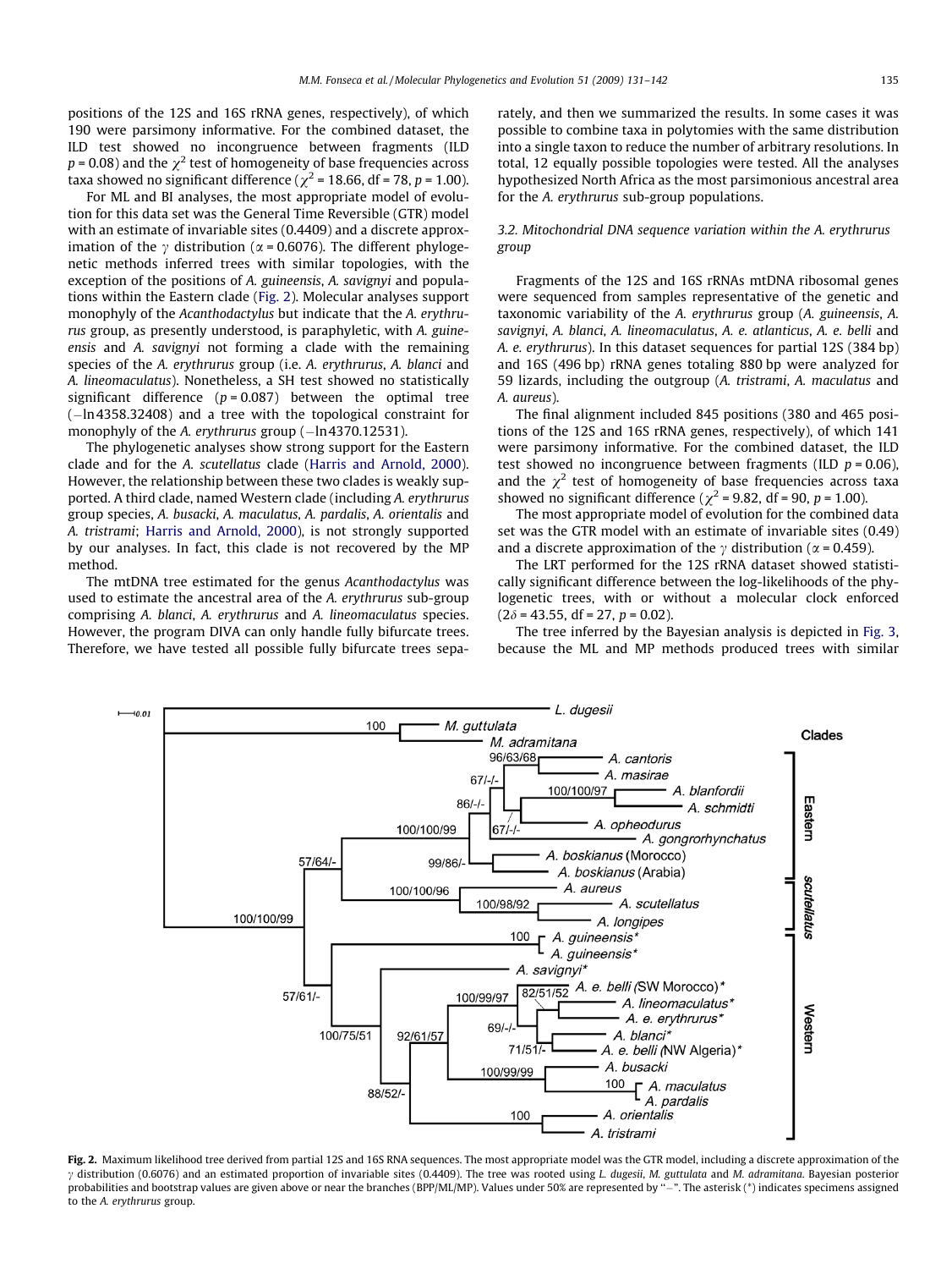positions of the 12S and 16S rRNA genes, respectively), of which 190 were parsimony informative. For the combined dataset, the ILD test showed no incongruence between fragments (ILD $p = 0.08$) and the $\chi^2$ test of homogeneity of base frequencies across taxa showed no significant difference ($\chi^2 = 18.66$, df = 78, $p = 1.00$).

For ML and BI analyses, the most appropriate model of evolution for this data set was the General Time Reversible (GTR) model with an estimate of invariable sites (0.4409) and a discrete approximation of the $\gamma$ distribution ($\alpha = 0.6076$). The different phylogenetic methods inferred trees with similar topologies, with the exception of the positions of *A. guineensis*, *A. savignyi* and populations within the Eastern clade (Fig. 2). Molecular analyses support monophyly of the *Acanthodactylus* but indicate that the *A. erythrurus* group, as presently understood, is paraphyletic, with *A. guineensis* and *A. savignyi* not forming a clade with the remaining species of the *A. erythrurus* group (i.e. *A. erythrurus*, *A. blanci* and *A. lineomaculatus*). Nonetheless, a SH test showed no statistically significant difference ($p = 0.087$) between the optimal tree ($-\ln 4358.32408$) and a tree with the topological constraint for monophyly of the *A. erythrurus* group ($-\ln 4370.12531$).

The phylogenetic analyses show strong support for the Eastern clade and for the *A. scutellatus* clade (Harris and Arnold, 2000). However, the relationship between these two clades is weakly supported. A third clade, named Western clade (including *A. erythrurus* group species, *A. busacki*, *A. maculatus*, *A. pardalis*, *A. orientalis* and *A. tristrami*; Harris and Arnold, 2000), is not strongly supported by our analyses. In fact, this clade is not recovered by the MP method.

The mtDNA tree estimated for the genus *Acanthodactylus* was used to estimate the ancestral area of the *A. erythrurus* sub-group comprising *A. blanci*, *A. erythrurus* and *A. lineomaculatus* species. However, the program DIVA can only handle fully bifurcate trees. Therefore, we have tested all possible fully bifurcate trees separately, and then we summarized the results. In some cases it was possible to combine taxa in polytomies with the same distribution into a single taxon to reduce the number of arbitrary resolutions. In total, 12 equally possible topologies were tested. All the analyses hypothesized North Africa as the most parsimonious ancestral area for the *A. erythrurus* sub-group populations.

### 3.2. Mitochondrial DNA sequence variation within the *A. erythrurus* group

Fragments of the 12S and 16S rRNAs mtDNA ribosomal genes were sequenced from samples representative of the genetic and taxonomic variability of the *A. erythrurus* group (*A. guineensis*, *A. savignyi*, *A. blanci*, *A. lineomaculatus*, *A. e. atlanticus*, *A. e. belli* and *A. e. erythrurus*). In this dataset sequences for partial 12S (384 bp) and 16S (496 bp) rRNA genes totaling 880 bp were analyzed for 59 lizards, including the outgroup (*A. tristrami*, *A. maculatus* and *A. aureus*).

The final alignment included 845 positions (380 and 465 positions of the 12S and 16S rRNA genes, respectively), of which 141 were parsimony informative. For the combined dataset, the ILD test showed no incongruence between fragments (ILD $p = 0.06$), and the $\chi^2$ test of homogeneity of base frequencies across taxa showed no significant difference ($\chi^2 = 9.82$, df = 90, $p = 1.00$).

The most appropriate model of evolution for the combined data set was the GTR model with an estimate of invariable sites (0.49) and a discrete approximation of the $\gamma$ distribution ($\alpha = 0.459$).

The LRT performed for the 12S rRNA dataset showed statistically significant difference between the log-likelihoods of the phylogenetic trees, with or without a molecular clock enforced ($2\delta = 43.55$, df = 27, $p = 0.02$).

The tree inferred by the Bayesian analysis is depicted in Fig. 3, because the ML and MP methods produced trees with similar

**Fig. 2.** Maximum likelihood tree derived from partial 12S and 16S RNA sequences. The most appropriate model was the GTR model, including a discrete approximation of the $\gamma$ distribution (0.6076) and an estimated proportion of invariable sites (0.4409). The tree was rooted using *L. dugesii*, *M. guttulata* and *M. adramitana*. Bayesian posterior probabilities and bootstrap values are given above or near the branches (BPP/ML/MP). Values under 50% are represented by "−". The asterisk (*) indicates specimens assigned to the *A. erythrurus* group.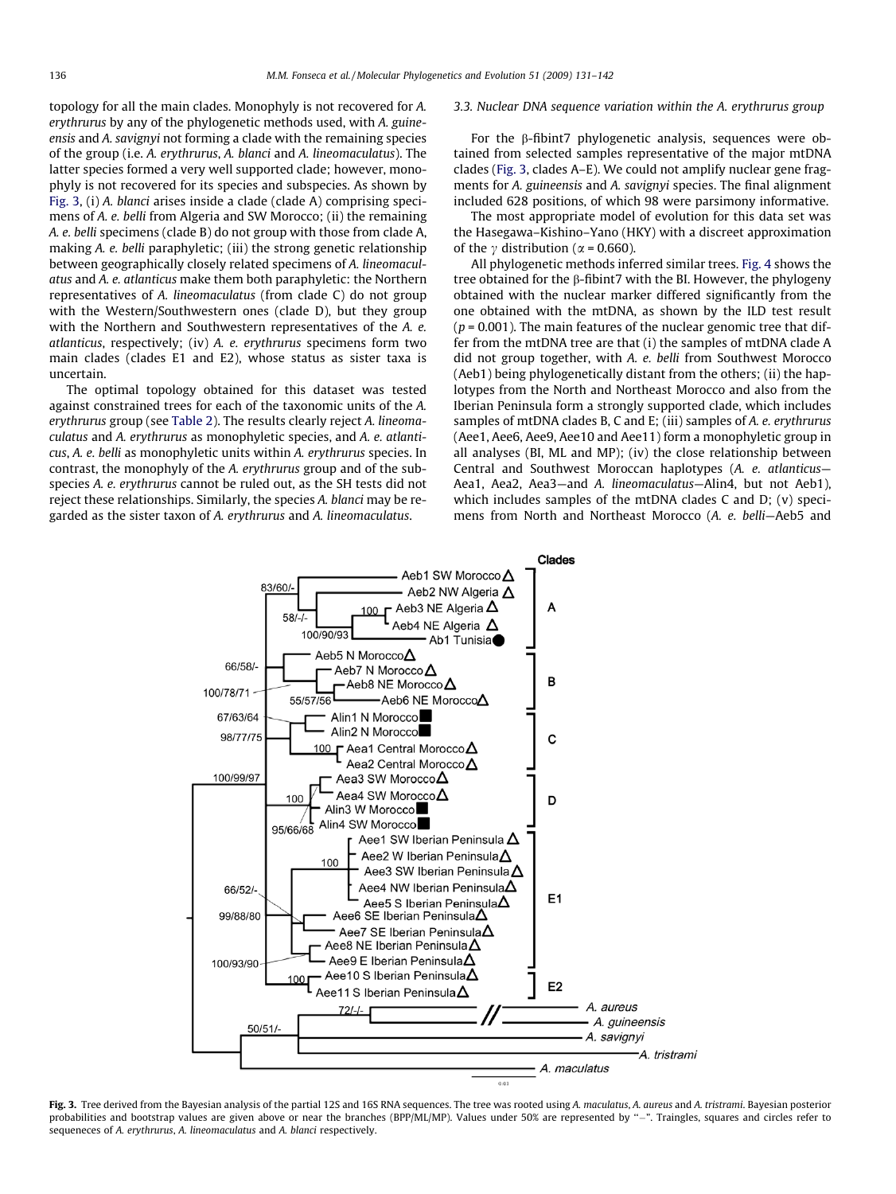topology for all the main clades. Monophyly is not recovered for *A. erythrurus* by any of the phylogenetic methods used, with *A. guineensis* and *A. savignyi* not forming a clade with the remaining species of the group (i.e. *A. erythrurus*, *A. blanci* and *A. lineomaculatus*). The latter species formed a very well supported clade; however, monophyly is not recovered for its species and subspecies. As shown by Fig. 3, (i) *A. blanci* arises inside a clade (clade A) comprising specimens of *A. e. belli* from Algeria and SW Morocco; (ii) the remaining *A. e. belli* specimens (clade B) do not group with those from clade A, making *A. e. belli* paraphyletic; (iii) the strong genetic relationship between geographically closely related specimens of *A. lineomaculatus* and *A. e. atlanticus* make them both paraphyletic: the Northern representatives of *A. lineomaculatus* (from clade C) do not group with the Western/Southwestern ones (clade D), but they group with the Northern and Southwestern representatives of the *A. e. atlanticus*, respectively; (iv) *A. e. erythrurus* specimens form two main clades (clades E1 and E2), whose status as sister taxa is uncertain.

The optimal topology obtained for this dataset was tested against constrained trees for each of the taxonomic units of the *A. erythrurus* group (see Table 2). The results clearly reject *A. lineomaculatus* and *A. erythrurus* as monophyletic species, and *A. e. atlanticus*, *A. e. belli* as monophyletic units within *A. erythrurus* species. In contrast, the monophyly of the *A. erythrurus* group and of the subspecies *A. e. erythrurus* cannot be ruled out, as the SH tests did not reject these relationships. Similarly, the species *A. blanci* may be regarded as the sister taxon of *A. erythrurus* and *A. lineomaculatus*.

### 3.3. Nuclear DNA sequence variation within the A. erythrurus group

For the β-fibint7 phylogenetic analysis, sequences were obtained from selected samples representative of the major mtDNA clades (Fig. 3, clades A–E). We could not amplify nuclear gene fragments for *A. guineensis* and *A. savignyi* species. The final alignment included 628 positions, of which 98 were parsimony informative.

The most appropriate model of evolution for this data set was the Hasegawa–Kishino–Yano (HKY) with a discreet approximation of the $\gamma$ distribution ($\alpha = 0.660$).

All phylogenetic methods inferred similar trees. Fig. 4 shows the tree obtained for the β-fibint7 with the BI. However, the phylogeny obtained with the nuclear marker differed significantly from the one obtained with the mtDNA, as shown by the ILD test result ($p = 0.001$). The main features of the nuclear genomic tree that differ from the mtDNA tree are that (i) the samples of mtDNA clade A did not group together, with *A. e. belli* from Southwest Morocco (Aeb1) being phylogenetically distant from the others; (ii) the haplotypes from the North and Northeast Morocco and also from the Iberian Peninsula form a strongly supported clade, which includes samples of mtDNA clades B, C and E; (iii) samples of *A. e. erythrurus* (Aee1, Aee6, Aee9, Aee10 and Aee11) form a monophyletic group in all analyses (BI, ML and MP); (iv) the close relationship between Central and Southwest Moroccan haplotypes (*A. e. atlanticus*—Aea1, Aea2, Aea3—and *A. lineomaculatus*—Alin4, but not Aeb1), which includes samples of the mtDNA clades C and D; (v) specimens from North and Northeast Morocco (*A. e. belli*—Aeb5 and

**Fig. 3.** Tree derived from the Bayesian analysis of the partial 12S and 16S RNA sequences. The tree was rooted using *A. maculatus*, *A. aureus* and *A. tristrami*. Bayesian posterior probabilities and bootstrap values are given above or near the branches (BPP/ML/MP). Values under 50% are represented by "−". Traingles, squares and circles refer to sequeneces of *A. erythrurus*, *A. lineomaculatus* and *A. blanci* respectively.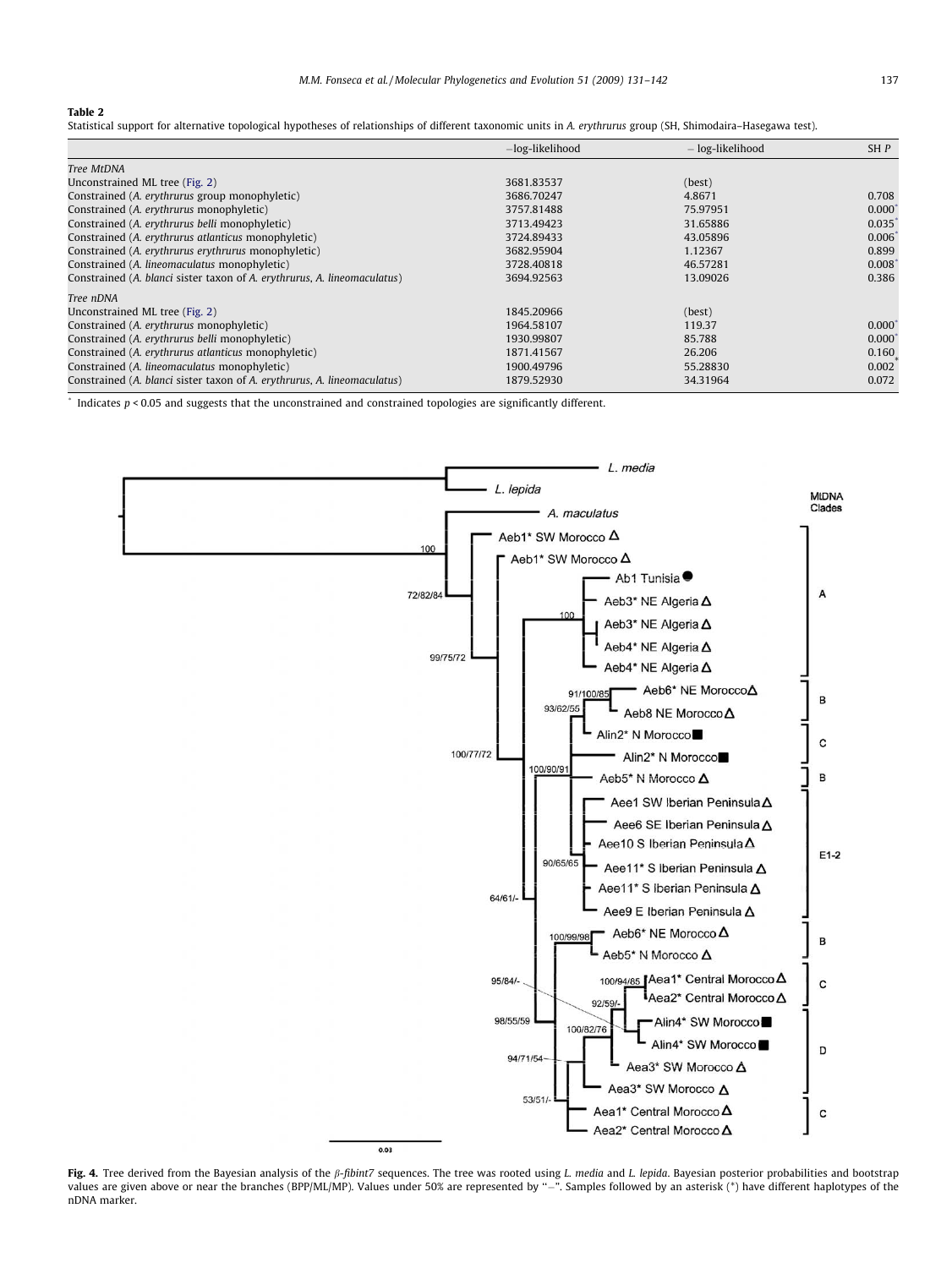**Table 2**

Statistical support for alternative topological hypotheses of relationships of different taxonomic units in *A. erythrurus* group (SH, Shimodaira–Hasegawa test).

| | −log-likelihood | − log-likelihood | SH *P* |
|---|---|---|---|
| *Tree MtDNA* | | | |
| Unconstrained ML tree (Fig. 2) | 3681.83537 | (best) | |
| Constrained (*A. erythrurus* group monophyletic) | 3686.70247 | 4.8671 | 0.708 |
| Constrained (*A. erythrurus* monophyletic) | 3757.81488 | 75.97951 | 0.000* |
| Constrained (*A. erythrurus belli* monophyletic) | 3713.49423 | 31.65886 | 0.035* |
| Constrained (*A. erythrurus atlanticus* monophyletic) | 3724.89433 | 43.05896 | 0.006* |
| Constrained (*A. erythrurus erythrurus* monophyletic) | 3682.95904 | 1.12367 | 0.899 |
| Constrained (*A. lineomaculatus* monophyletic) | 3728.40818 | 46.57281 | 0.008* |
| Constrained (*A. blanci* sister taxon of *A. erythrurus*, *A. lineomaculatus*) | 3694.92563 | 13.09026 | 0.386 |
| *Tree nDNA* | | | |
| Unconstrained ML tree (Fig. 2) | 1845.20966 | (best) | |
| Constrained (*A. erythrurus* monophyletic) | 1964.58107 | 119.37 | 0.000* |
| Constrained (*A. erythrurus belli* monophyletic) | 1930.99807 | 85.788 | 0.000* |
| Constrained (*A. erythrurus atlanticus* monophyletic) | 1871.41567 | 26.206 | 0.160 |
| Constrained (*A. lineomaculatus* monophyletic) | 1900.49796 | 55.28830 | 0.002* |
| Constrained (*A. blanci* sister taxon of *A. erythrurus*, *A. lineomaculatus*) | 1879.52930 | 34.31964 | 0.072 |

* Indicates $p < 0.05$ and suggests that the unconstrained and constrained topologies are significantly different.

**Fig. 4.** Tree derived from the Bayesian analysis of the *β-fibint7* sequences. The tree was rooted using *L. media* and *L. lepida*. Bayesian posterior probabilities and bootstrap values are given above or near the branches (BPP/ML/MP). Values under 50% are represented by "−". Samples followed by an asterisk (*) have different haplotypes of the nDNA marker.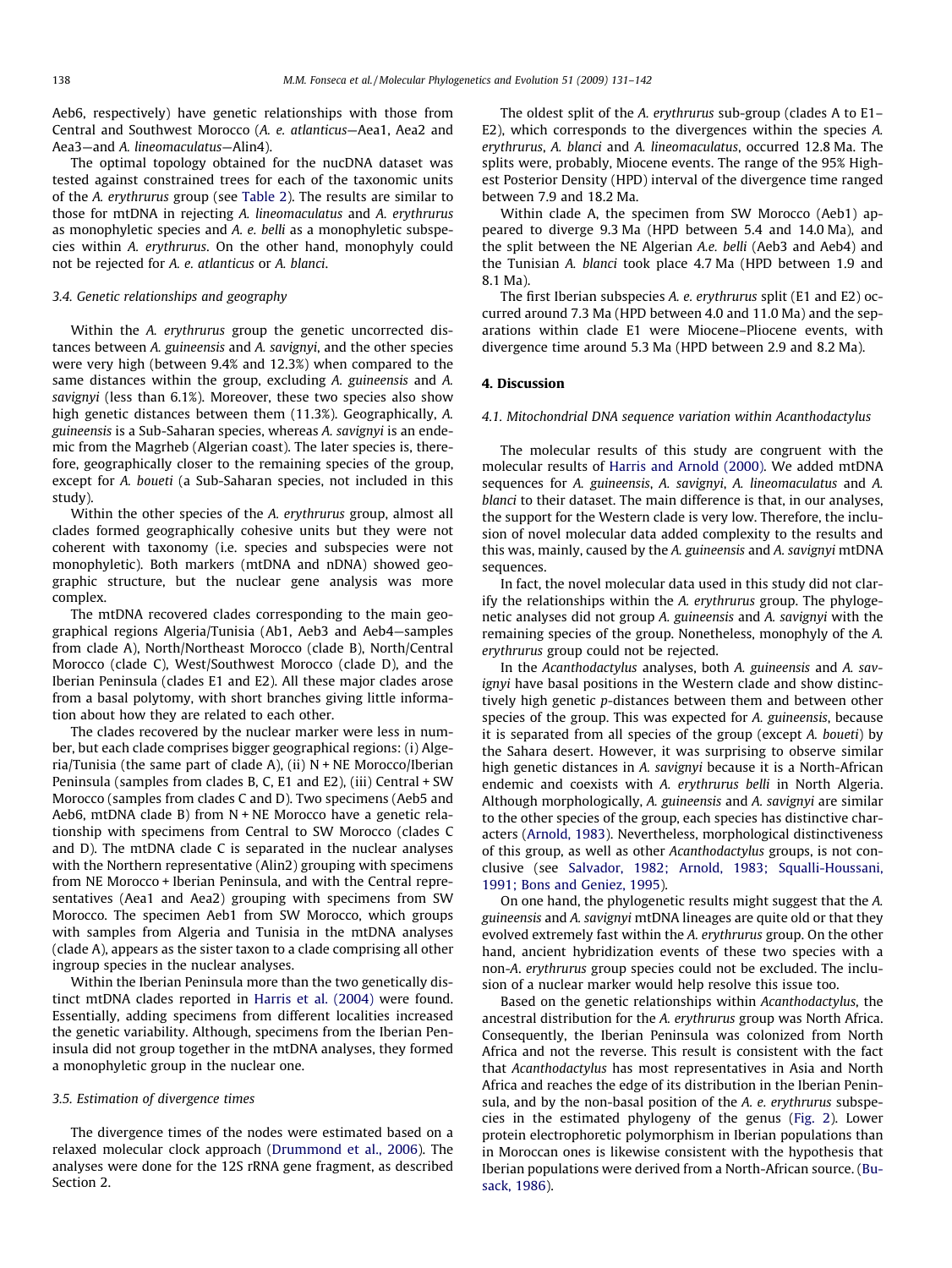Aeb6, respectively) have genetic relationships with those from Central and Southwest Morocco (*A. e. atlanticus*—Aea1, Aea2 and Aea3—and *A. lineomaculatus*—Alin4).

The optimal topology obtained for the nucDNA dataset was tested against constrained trees for each of the taxonomic units of the *A. erythrurus* group (see Table 2). The results are similar to those for mtDNA in rejecting *A. lineomaculatus* and *A. erythrurus* as monophyletic species and *A. e. belli* as a monophyletic subspecies within *A. erythrurus*. On the other hand, monophyly could not be rejected for *A. e. atlanticus* or *A. blanci*.

### 3.4. Genetic relationships and geography

Within the *A. erythrurus* group the genetic uncorrected distances between *A. guineensis* and *A. savignyi*, and the other species were very high (between 9.4% and 12.3%) when compared to the same distances within the group, excluding *A. guineensis* and *A. savignyi* (less than 6.1%). Moreover, these two species also show high genetic distances between them (11.3%). Geographically, *A. guineensis* is a Sub-Saharan species, whereas *A. savignyi* is an endemic from the Maghreb (Algerian coast). The later species is, therefore, geographically closer to the remaining species of the group, except for *A. boueti* (a Sub-Saharan species, not included in this study).

Within the other species of the *A. erythrurus* group, almost all clades formed geographically cohesive units but they were not coherent with taxonomy (i.e. species and subspecies were not monophyletic). Both markers (mtDNA and nDNA) showed geographic structure, but the nuclear gene analysis was more complex.

The mtDNA recovered clades corresponding to the main geographical regions Algeria/Tunisia (Ab1, Aeb3 and Aeb4—samples from clade A), North/Northeast Morocco (clade B), North/Central Morocco (clade C), West/Southwest Morocco (clade D), and the Iberian Peninsula (clades E1 and E2). All these major clades arose from a basal polytomy, with short branches giving little information about how they are related to each other.

The clades recovered by the nuclear marker were less in number, but each clade comprises bigger geographical regions: (i) Algeria/Tunisia (the same part of clade A), (ii) N + NE Morocco/Iberian Peninsula (samples from clades B, C, E1 and E2), (iii) Central + SW Morocco (samples from clades C and D). Two specimens (Aeb5 and Aeb6, mtDNA clade B) from N + NE Morocco have a genetic relationship with specimens from Central to SW Morocco (clades C and D). The mtDNA clade C is separated in the nuclear analyses with the Northern representative (Alin2) grouping with specimens from NE Morocco + Iberian Peninsula, and with the Central representatives (Aea1 and Aea2) grouping with specimens from SW Morocco. The specimen Aeb1 from SW Morocco, which groups with samples from Algeria and Tunisia in the mtDNA analyses (clade A), appears as the sister taxon to a clade comprising all other ingroup species in the nuclear analyses.

Within the Iberian Peninsula more than the two genetically distinct mtDNA clades reported in Harris et al. (2004) were found. Essentially, adding specimens from different localities increased the genetic variability. Although, specimens from the Iberian Peninsula did not group together in the mtDNA analyses, they formed a monophyletic group in the nuclear one.

### 3.5. Estimation of divergence times

The divergence times of the nodes were estimated based on a relaxed molecular clock approach (Drummond et al., 2006). The analyses were done for the 12S rRNA gene fragment, as described Section 2.

The oldest split of the *A. erythrurus* sub-group (clades A to E1–E2), which corresponds to the divergences within the species *A. erythrurus*, *A. blanci* and *A. lineomaculatus*, occurred 12.8 Ma. The splits were, probably, Miocene events. The range of the 95% Highest Posterior Density (HPD) interval of the divergence time ranged between 7.9 and 18.2 Ma.

Within clade A, the specimen from SW Morocco (Aeb1) appeared to diverge 9.3 Ma (HPD between 5.4 and 14.0 Ma), and the split between the NE Algerian *A.e. belli* (Aeb3 and Aeb4) and the Tunisian *A. blanci* took place 4.7 Ma (HPD between 1.9 and 8.1 Ma).

The first Iberian subspecies *A. e. erythrurus* split (E1 and E2) occurred around 7.3 Ma (HPD between 4.0 and 11.0 Ma) and the separations within clade E1 were Miocene–Pliocene events, with divergence time around 5.3 Ma (HPD between 2.9 and 8.2 Ma).

## 4. Discussion

### 4.1. Mitochondrial DNA sequence variation within Acanthodactylus

The molecular results of this study are congruent with the molecular results of Harris and Arnold (2000). We added mtDNA sequences for *A. guineensis*, *A. savignyi*, *A. lineomaculatus* and *A. blanci* to their dataset. The main difference is that, in our analyses, the support for the Western clade is very low. Therefore, the inclusion of novel molecular data added complexity to the results and this was, mainly, caused by the *A. guineensis* and *A. savignyi* mtDNA sequences.

In fact, the novel molecular data used in this study did not clarify the relationships within the *A. erythrurus* group. The phylogenetic analyses did not group *A. guineensis* and *A. savignyi* with the remaining species of the group. Nonetheless, monophyly of the *A. erythrurus* group could not be rejected.

In the *Acanthodactylus* analyses, both *A. guineensis* and *A. savignyi* have basal positions in the Western clade and show distinctively high genetic *p*-distances between them and between other species of the group. This was expected for *A. guineensis*, because it is separated from all species of the group (except *A. boueti*) by the Sahara desert. However, it was surprising to observe similar high genetic distances in *A. savignyi* because it is a North-African endemic and coexists with *A. erythrurus belli* in North Algeria. Although morphologically, *A. guineensis* and *A. savignyi* are similar to the other species of the group, each species has distinctive characters (Arnold, 1983). Nevertheless, morphological distinctiveness of this group, as well as other *Acanthodactylus* groups, is not conclusive (see Salvador, 1982; Arnold, 1983; Squalli-Houssani, 1991; Bons and Geniez, 1995).

On one hand, the phylogenetic results might suggest that the *A. guineensis* and *A. savignyi* mtDNA lineages are quite old or that they evolved extremely fast within the *A. erythrurus* group. On the other hand, ancient hybridization events of these two species with a non-*A. erythrurus* group species could not be excluded. The inclusion of a nuclear marker would help resolve this issue too.

Based on the genetic relationships within *Acanthodactylus*, the ancestral distribution for the *A. erythrurus* group was North Africa. Consequently, the Iberian Peninsula was colonized from North Africa and not the reverse. This result is consistent with the fact that *Acanthodactylus* has most representatives in Asia and North Africa and reaches the edge of its distribution in the Iberian Peninsula, and by the non-basal position of the *A. e. erythrurus* subspecies in the estimated phylogeny of the genus (Fig. 2). Lower protein electrophoretic polymorphism in Iberian populations than in Moroccan ones is likewise consistent with the hypothesis that Iberian populations were derived from a North-African source. (Busack, 1986).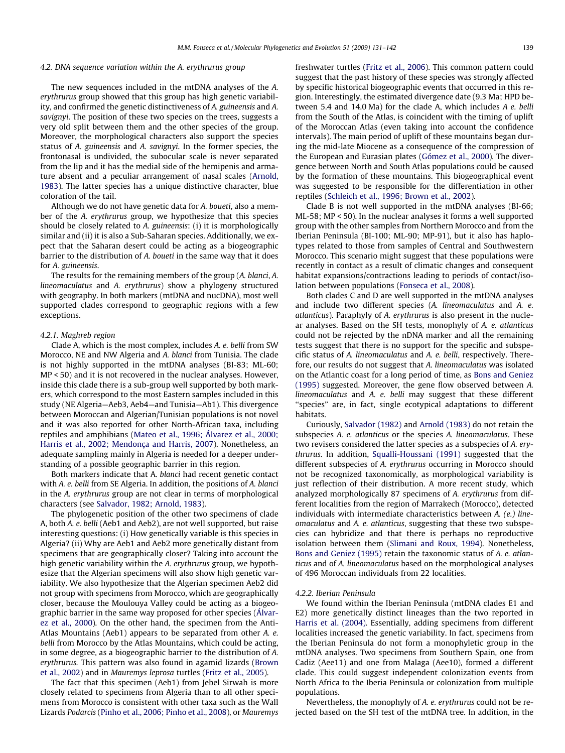### 4.2. DNA sequence variation within the A. erythrurus group

The new sequences included in the mtDNA analyses of the *A. erythrurus* group showed that this group has high genetic variability, and confirmed the genetic distinctiveness of *A. guineensis* and *A. savignyi*. The position of these two species on the trees, suggests a very old split between them and the other species of the group. Moreover, the morphological characters also support the species status of *A. guineensis* and *A. savignyi*. In the former species, the frontonasal is undivided, the subocular scale is never separated from the lip and it has the medial side of the hemipenis and armature absent and a peculiar arrangement of nasal scales (Arnold, 1983). The latter species has a unique distinctive character, blue coloration of the tail.

Although we do not have genetic data for *A. boueti*, also a member of the *A. erythrurus* group, we hypothesize that this species should be closely related to *A. guineensis*: (i) it is morphologically similar and (ii) it is also a Sub-Saharan species. Additionally, we expect that the Saharan desert could be acting as a biogeographic barrier to the distribution of *A. boueti* in the same way that it does for *A. guineensis*.

The results for the remaining members of the group (*A. blanci*, *A. lineomaculatus* and *A. erythrurus*) show a phylogeny structured with geography. In both markers (mtDNA and nucDNA), most well supported clades correspond to geographic regions with a few exceptions.

#### 4.2.1. Maghreb region

Clade A, which is the most complex, includes *A. e. belli* from SW Morocco, NE and NW Algeria and *A. blanci* from Tunisia. The clade is not highly supported in the mtDNA analyses (BI-83; ML-60; MP < 50) and it is not recovered in the nuclear analyses. However, inside this clade there is a sub-group well supported by both markers, which correspond to the most Eastern samples included in this study (NE Algeria—Aeb3, Aeb4—and Tunisia—Ab1). This divergence between Moroccan and Algerian/Tunisian populations is not novel and it was also reported for other North-African taxa, including reptiles and amphibians (Mateo et al., 1996; Álvarez et al., 2000; Harris et al., 2002; Mendonça and Harris, 2007). Nonetheless, an adequate sampling mainly in Algeria is needed for a deeper understanding of a possible geographic barrier in this region.

Both markers indicate that A. *blanci* had recent genetic contact with *A. e. belli* from SE Algeria. In addition, the positions of *A. blanci* in the *A. erythrurus* group are not clear in terms of morphological characters (see Salvador, 1982; Arnold, 1983).

The phylogenetic position of the other two specimens of clade A, both *A. e. belli* (Aeb1 and Aeb2), are not well supported, but raise interesting questions: (i) How genetically variable is this species in Algeria? (ii) Why are Aeb1 and Aeb2 more genetically distant from specimens that are geographically closer? Taking into account the high genetic variability within the *A. erythrurus* group, we hypothesize that the Algerian specimens will also show high genetic variability. We also hypothesize that the Algerian specimen Aeb2 did not group with specimens from Morocco, which are geographically closer, because the Moulouya Valley could be acting as a biogeographic barrier in the same way proposed for other species (Álvarez et al., 2000). On the other hand, the specimen from the Anti-Atlas Mountains (Aeb1) appears to be separated from other *A. e. belli* from Morocco by the Atlas Mountains, which could be acting, in some degree, as a biogeographic barrier to the distribution of *A. erythrurus*. This pattern was also found in agamid lizards (Brown et al., 2002) and in *Mauremys leprosa* turtles (Fritz et al., 2005).

The fact that this specimen (Aeb1) from Jebel Sirwah is more closely related to specimens from Algeria than to all other specimens from Morocco is consistent with other taxa such as the Wall Lizards *Podarcis* (Pinho et al., 2006; Pinho et al., 2008), or *Mauremys* freshwater turtles (Fritz et al., 2006). This common pattern could suggest that the past history of these species was strongly affected by specific historical biogeographic events that occurred in this region. Interestingly, the estimated divergence date (9.3 Ma; HPD between 5.4 and 14.0 Ma) for the clade A, which includes *A e. belli* from the South of the Atlas, is coincident with the timing of uplift of the Moroccan Atlas (even taking into account the confidence intervals). The main period of uplift of these mountains began during the mid-late Miocene as a consequence of the compression of the European and Eurasian plates (Gómez et al., 2000). The divergence between North and South Atlas populations could be caused by the formation of these mountains. This biogeographical event was suggested to be responsible for the differentiation in other reptiles (Schleich et al., 1996; Brown et al., 2002).

Clade B is not well supported in the mtDNA analyses (BI-66; ML-58; MP < 50). In the nuclear analyses it forms a well supported group with the other samples from Northern Morocco and from the Iberian Peninsula (BI-100; ML-90; MP-91), but it also has haplotypes related to those from samples of Central and Southwestern Morocco. This scenario might suggest that these populations were recently in contact as a result of climatic changes and consequent habitat expansions/contractions leading to periods of contact/isolation between populations (Fonseca et al., 2008).

Both clades C and D are well supported in the mtDNA analyses and include two different species (*A. lineomaculatus* and *A. e. atlanticus*). Paraphyly of *A. erythrurus* is also present in the nuclear analyses. Based on the SH tests, monophyly of *A. e. atlanticus* could not be rejected by the nDNA marker and all the remaining tests suggest that there is no support for the specific and subspecific status of *A. lineomaculatus* and *A. e. belli*, respectively. Therefore, our results do not suggest that *A. lineomaculatus* was isolated on the Atlantic coast for a long period of time, as Bons and Geniez (1995) suggested. Moreover, the gene flow observed between *A. lineomaculatus* and *A. e. belli* may suggest that these different "species" are, in fact, single ecotypical adaptations to different habitats.

Curiously, Salvador (1982) and Arnold (1983) do not retain the subspecies *A. e. atlanticus* or the species *A. lineomaculatus*. These two revisers considered the latter species as a subspecies of *A. erythrurus*. In addition, Squalli-Houssani (1991) suggested that the different subspecies of *A. erythrurus* occurring in Morocco should not be recognized taxonomically, as morphological variability is just reflection of their distribution. A more recent study, which analyzed morphologically 87 specimens of *A. erythrurus* from different localities from the region of Marrakech (Morocco), detected individuals with intermediate characteristics between *A. (e.) lineomaculatus* and *A. e. atlanticus*, suggesting that these two subspecies can hybridize and that there is perhaps no reproductive isolation between them (Slimani and Roux, 1994). Nonetheless, Bons and Geniez (1995) retain the taxonomic status of *A. e. atlanticus* and of *A. lineomaculatus* based on the morphological analyses of 496 Moroccan individuals from 22 localities.

#### 4.2.2. Iberian Peninsula

We found within the Iberian Peninsula (mtDNA clades E1 and E2) more genetically distinct lineages than the two reported in Harris et al. (2004). Essentially, adding specimens from different localities increased the genetic variability. In fact, specimens from the Iberian Peninsula do not form a monophyletic group in the mtDNA analyses. Two specimens from Southern Spain, one from Cadiz (Aee11) and one from Malaga (Aee10), formed a different clade. This could suggest independent colonization events from North Africa to the Iberia Peninsula or colonization from multiple populations.

Nevertheless, the monophyly of *A. e. erythrurus* could not be rejected based on the SH test of the mtDNA tree. In addition, in the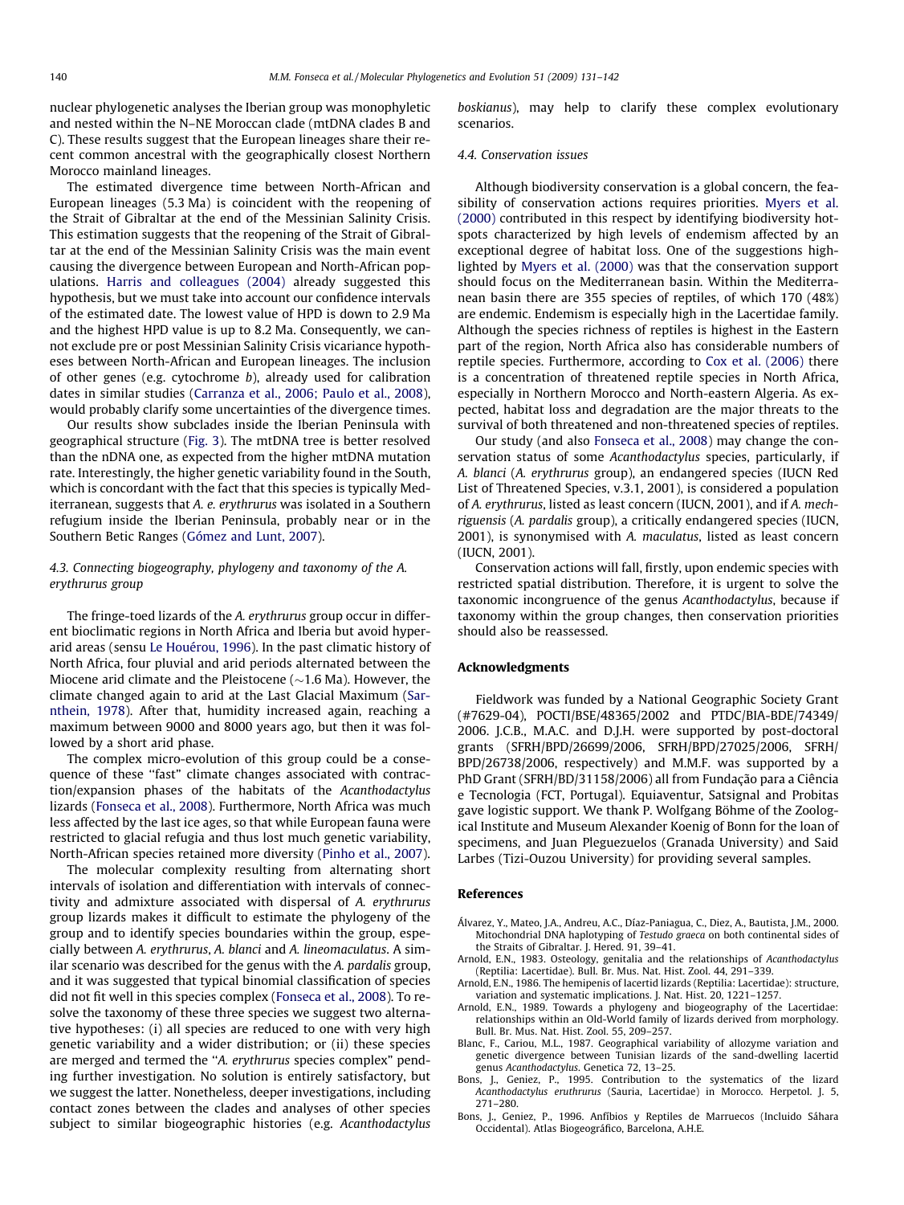nuclear phylogenetic analyses the Iberian group was monophyletic and nested within the N–NE Moroccan clade (mtDNA clades B and C). These results suggest that the European lineages share their recent common ancestral with the geographically closest Northern Morocco mainland lineages.

The estimated divergence time between North-African and European lineages (5.3 Ma) is coincident with the reopening of the Strait of Gibraltar at the end of the Messinian Salinity Crisis. This estimation suggests that the reopening of the Strait of Gibraltar at the end of the Messinian Salinity Crisis was the main event causing the divergence between European and North-African populations. Harris and colleagues (2004) already suggested this hypothesis, but we must take into account our confidence intervals of the estimated date. The lowest value of HPD is down to 2.9 Ma and the highest HPD value is up to 8.2 Ma. Consequently, we cannot exclude pre or post Messinian Salinity Crisis vicariance hypotheses between North-African and European lineages. The inclusion of other genes (e.g. cytochrome *b*), already used for calibration dates in similar studies (Carranza et al., 2006; Paulo et al., 2008), would probably clarify some uncertainties of the divergence times.

Our results show subclades inside the Iberian Peninsula with geographical structure (Fig. 3). The mtDNA tree is better resolved than the nDNA one, as expected from the higher mtDNA mutation rate. Interestingly, the higher genetic variability found in the South, which is concordant with the fact that this species is typically Mediterranean, suggests that *A. e. erythrurus* was isolated in a Southern refugium inside the Iberian Peninsula, probably near or in the Southern Betic Ranges (Gómez and Lunt, 2007).

### 4.3. Connecting biogeography, phylogeny and taxonomy of the *A. erythrurus* group

The fringe-toed lizards of the *A. erythrurus* group occur in different bioclimatic regions in North Africa and Iberia but avoid hyperarid areas (sensu Le Houérou, 1996). In the past climatic history of North Africa, four pluvial and arid periods alternated between the Miocene arid climate and the Pleistocene (~1.6 Ma). However, the climate changed again to arid at the Last Glacial Maximum (Sarnthein, 1978). After that, humidity increased again, reaching a maximum between 9000 and 8000 years ago, but then it was followed by a short arid phase.

The complex micro-evolution of this group could be a consequence of these "fast" climate changes associated with contraction/expansion phases of the habitats of the *Acanthodactylus* lizards (Fonseca et al., 2008). Furthermore, North Africa was much less affected by the last ice ages, so that while European fauna were restricted to glacial refugia and thus lost much genetic variability, North-African species retained more diversity (Pinho et al., 2007).

The molecular complexity resulting from alternating short intervals of isolation and differentiation with intervals of connectivity and admixture associated with dispersal of *A. erythrurus* group lizards makes it difficult to estimate the phylogeny of the group and to identify species boundaries within the group, especially between *A. erythrurus*, *A. blanci* and *A. lineomaculatus*. A similar scenario was described for the genus with the *A. pardalis* group, and it was suggested that typical binomial classification of species did not fit well in this species complex (Fonseca et al., 2008). To resolve the taxonomy of these three species we suggest two alternative hypotheses: (i) all species are reduced to one with very high genetic variability and a wider distribution; or (ii) these species are merged and termed the "*A. erythrurus* species complex" pending further investigation. No solution is entirely satisfactory, but we suggest the latter. Nonetheless, deeper investigations, including contact zones between the clades and analyses of other species subject to similar biogeographic histories (e.g. *Acanthodactylus boskianus*), may help to clarify these complex evolutionary scenarios.

### 4.4. Conservation issues

Although biodiversity conservation is a global concern, the feasibility of conservation actions requires priorities. Myers et al. (2000) contributed in this respect by identifying biodiversity hotspots characterized by high levels of endemism affected by an exceptional degree of habitat loss. One of the suggestions highlighted by Myers et al. (2000) was that the conservation support should focus on the Mediterranean basin. Within the Mediterranean basin there are 355 species of reptiles, of which 170 (48%) are endemic. Endemism is especially high in the Lacertidae family. Although the species richness of reptiles is highest in the Eastern part of the region, North Africa also has considerable numbers of reptile species. Furthermore, according to Cox et al. (2006) there is a concentration of threatened reptile species in North Africa, especially in Northern Morocco and North-eastern Algeria. As expected, habitat loss and degradation are the major threats to the survival of both threatened and non-threatened species of reptiles.

Our study (and also Fonseca et al., 2008) may change the conservation status of some *Acanthodactylus* species, particularly, if *A. blanci* (*A. erythrurus* group), an endangered species (IUCN Red List of Threatened Species, v.3.1, 2001), is considered a population of *A. erythrurus*, listed as least concern (IUCN, 2001), and if *A. mechriguensis* (*A. pardalis* group), a critically endangered species (IUCN, 2001), is synonymised with *A. maculatus*, listed as least concern (IUCN, 2001).

Conservation actions will fall, firstly, upon endemic species with restricted spatial distribution. Therefore, it is urgent to solve the taxonomic incongruence of the genus *Acanthodactylus*, because if taxonomy within the group changes, then conservation priorities should also be reassessed.

## Acknowledgments

Fieldwork was funded by a National Geographic Society Grant (#7629-04), POCTI/BSE/48365/2002 and PTDC/BIA-BDE/74349/2006. J.C.B., M.A.C. and D.J.H. were supported by post-doctoral grants (SFRH/BPD/26699/2006, SFRH/BPD/27025/2006, SFRH/BPD/26738/2006, respectively) and M.M.F. was supported by a PhD Grant (SFRH/BD/31158/2006) all from Fundação para a Ciência e Tecnologia (FCT, Portugal). Equiaventur, Satsignal and Probitas gave logistic support. We thank P. Wolfgang Böhme of the Zoological Institute and Museum Alexander Koenig of Bonn for the loan of specimens, and Juan Pleguezuelos (Granada University) and Said Larbes (Tizi-Ouzou University) for providing several samples.

## References

Álvarez, Y., Mateo, J.A., Andreu, A.C., Díaz-Paniagua, C., Diez, A., Bautista, J.M., 2000. Mitochondrial DNA haplotyping of *Testudo graeca* on both continental sides of the Straits of Gibraltar. J. Hered. 91, 39–41.

Arnold, E.N., 1983. Osteology, genitalia and the relationships of *Acanthodactylus* (Reptilia: Lacertidae). Bull. Br. Mus. Nat. Hist. Zool. 44, 291–339.

Arnold, E.N., 1986. The hemipenis of lacertid lizards (Reptilia: Lacertidae): structure, variation and systematic implications. J. Nat. Hist. 20, 1221–1257.

Arnold, E.N., 1989. Towards a phylogeny and biogeography of the Lacertidae: relationships within an Old-World family of lizards derived from morphology. Bull. Br. Mus. Nat. Hist. Zool. 55, 209–257.

Blanc, F., Cariou, M.L., 1987. Geographical variability of allozyme variation and genetic divergence between Tunisian lizards of the sand-dwelling lacertid genus *Acanthodactylus*. Genetica 72, 13–25.

Bons, J., Geniez, P., 1995. Contribution to the systematics of the lizard *Acanthodactylus eruthrurus* (Sauria, Lacertidae) in Morocco. Herpetol. J. 5, 271–280.

Bons, J., Geniez, P., 1996. Anfibios y Reptiles de Marruecos (Incluido Sáhara Occidental). Atlas Biogeográfico, Barcelona, A.H.E.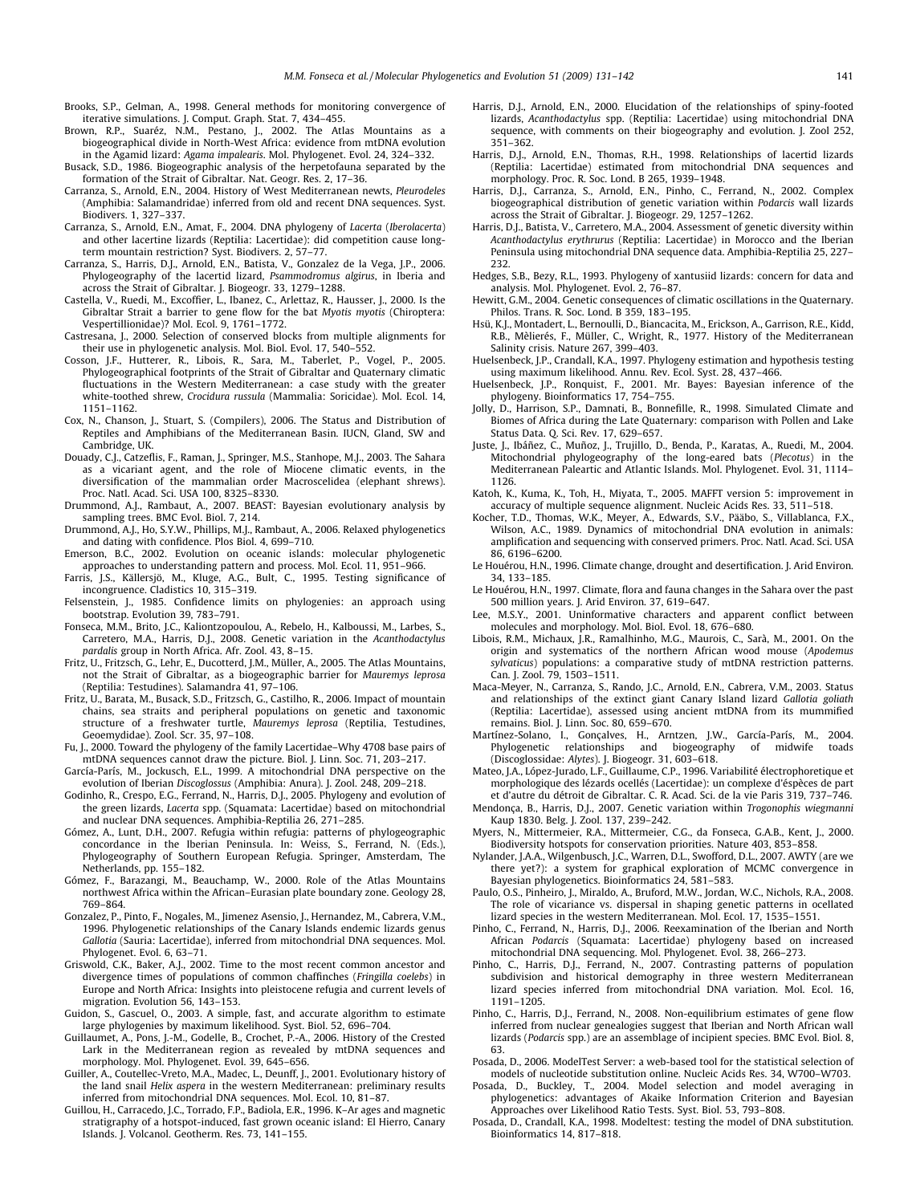Brooks, S.P., Gelman, A., 1998. General methods for monitoring convergence of iterative simulations. J. Comput. Graph. Stat. 7, 434–455.

Brown, R.P., Suaréz, N.M., Pestano, J., 2002. The Atlas Mountains as a biogeographical divide in North-West Africa: evidence from mtDNA evolution in the Agamid lizard: *Agama impalearis*. Mol. Phylogenet. Evol. 24, 324–332.

Busack, S.D., 1986. Biogeographic analysis of the herpetofauna separated by the formation of the Strait of Gibraltar. Nat. Geogr. Res. 2, 17–36.

Carranza, S., Arnold, E.N., 2004. History of West Mediterranean newts, *Pleurodeles* (Amphibia: Salamandridae) inferred from old and recent DNA sequences. Syst. Biodivers. 1, 327–337.

Carranza, S., Arnold, E.N., Amat, F., 2004. DNA phylogeny of *Lacerta* (*Iberolacerta*) and other lacertine lizards (Reptilia: Lacertidae): did competition cause long-term mountain restriction? Syst. Biodivers. 2, 57–77.

Carranza, S., Harris, D.J., Arnold, E.N., Batista, V., Gonzalez de la Vega, J.P., 2006. Phylogeography of the lacertid lizard, *Psammodromus algirus*, in Iberia and across the Strait of Gibraltar. J. Biogeogr. 33, 1279–1288.

Castella, V., Ruedi, M., Excoffier, L., Ibanez, C., Arlettaz, R., Hausser, J., 2000. Is the Gibraltar Strait a barrier to gene flow for the bat *Myotis myotis* (Chiroptera: Vespertillionidae)? Mol. Ecol. 9, 1761–1772.

Castresana, J., 2000. Selection of conserved blocks from multiple alignments for their use in phylogenetic analysis. Mol. Biol. Evol. 17, 540–552.

Cosson, J.F., Hutterer, R., Libois, R., Sara, M., Taberlet, P., Vogel, P., 2005. Phylogeographical footprints of the Strait of Gibraltar and Quaternary climatic fluctuations in the Western Mediterranean: a case study with the greater white-toothed shrew, *Crocidura russula* (Mammalia: Soricidae). Mol. Ecol. 14, 1151–1162.

Cox, N., Chanson, J., Stuart, S. (Compilers), 2006. The Status and Distribution of Reptiles and Amphibians of the Mediterranean Basin. IUCN, Gland, SW and Cambridge, UK.

Douady, C.J., Catzeflis, F., Raman, J., Springer, M.S., Stanhope, M.J., 2003. The Sahara as a vicariant agent, and the role of Miocene climatic events, in the diversification of the mammalian order Macroscelidea (elephant shrews). Proc. Natl. Acad. Sci. USA 100, 8325–8330.

Drummond, A.J., Rambaut, A., 2007. BEAST: Bayesian evolutionary analysis by sampling trees. BMC Evol. Biol. 7, 214.

Drummond, A.J., Ho, S.Y.W., Phillips, M.J., Rambaut, A., 2006. Relaxed phylogenetics and dating with confidence. Plos Biol. 4, 699–710.

Emerson, B.C., 2002. Evolution on oceanic islands: molecular phylogenetic approaches to understanding pattern and process. Mol. Ecol. 11, 951–966.

Farris, J.S., Källersjö, M., Kluge, A.G., Bult, C., 1995. Testing significance of incongruence. Cladistics 10, 315–319.

Felsenstein, J., 1985. Confidence limits on phylogenies: an approach using bootstrap. Evolution 39, 783–791.

Fonseca, M.M., Brito, J.C., Kaliontzopoulou, A., Rebelo, H., Kalboussi, M., Larbes, S., Carretero, M.A., Harris, D.J., 2008. Genetic variation in the *Acanthodactylus pardalis* group in North Africa. Afr. Zool. 43, 8–15.

Fritz, U., Fritzsch, G., Lehr, E., Ducotterd, J.M., Müller, A., 2005. The Atlas Mountains, not the Strait of Gibraltar, as a biogeographic barrier for *Mauremys leprosa* (Reptilia: Testudines). Salamandra 41, 97–106.

Fritz, U., Barata, M., Busack, S.D., Fritzsch, G., Castilho, R., 2006. Impact of mountain chains, sea straits and peripheral populations on genetic and taxonomic structure of a freshwater turtle, *Mauremys leprosa* (Reptilia, Testudines, Geoemydidae). Zool. Scr. 35, 97–108.

Fu, J., 2000. Toward the phylogeny of the family Lacertidae–Why 4708 base pairs of mtDNA sequences cannot draw the picture. Biol. J. Linn. Soc. 71, 203–217.

García-París, M., Jockusch, E.L., 1999. A mitochondrial DNA perspective on the evolution of Iberian *Discoglossus* (Amphibia: Anura). J. Zool. 248, 209–218.

Godinho, R., Crespo, E.G., Ferrand, N., Harris, D.J., 2005. Phylogeny and evolution of the green lizards, *Lacerta* spp. (Squamata: Lacertidae) based on mitochondrial and nuclear DNA sequences. Amphibia-Reptilia 26, 271–285.

Gómez, A., Lunt, D.H., 2007. Refugia within refugia: patterns of phylogeographic concordance in the Iberian Peninsula. In: Weiss, S., Ferrand, N. (Eds.), Phylogeography of Southern European Refugia. Springer, Amsterdam, The Netherlands, pp. 155–182.

Gómez, F., Barazangi, M., Beauchamp, W., 2000. Role of the Atlas Mountains northwest Africa within the African–Eurasian plate boundary zone. Geology 28, 769–864.

Gonzalez, P., Pinto, F., Nogales, M., Jimenez Asensio, J., Hernandez, M., Cabrera, V.M., 1996. Phylogenetic relationships of the Canary Islands endemic lizards genus *Gallotia* (Sauria: Lacertidae), inferred from mitochondrial DNA sequences. Mol. Phylogenet. Evol. 6, 63–71.

Griswold, C.K., Baker, A.J., 2002. Time to the most recent common ancestor and divergence times of populations of common chaffinches (*Fringilla coelebs*) in Europe and North Africa: Insights into pleistocene refugia and current levels of migration. Evolution 56, 143–153.

Guidon, S., Gascuel, O., 2003. A simple, fast, and accurate algorithm to estimate large phylogenies by maximum likelihood. Syst. Biol. 52, 696–704.

Guillaumet, A., Pons, J.-M., Godelle, B., Crochet, P.-A., 2006. History of the Crested Lark in the Mediterranean region as revealed by mtDNA sequences and morphology. Mol. Phylogenet. Evol. 39, 645–656.

Guiller, A., Coutellec-Vreto, M.A., Madec, L., Deunff, J., 2001. Evolutionary history of the land snail *Helix aspera* in the western Mediterranean: preliminary results inferred from mitochondrial DNA sequences. Mol. Ecol. 10, 81–87.

Guillou, H., Carracedo, J.C., Torrado, F.P., Badiola, E.R., 1996. K–Ar ages and magnetic stratigraphy of a hotspot-induced, fast grown oceanic island: El Hierro, Canary Islands. J. Volcanol. Geotherm. Res. 73, 141–155.

Harris, D.J., Arnold, E.N., 2000. Elucidation of the relationships of spiny-footed lizards, *Acanthodactylus* spp. (Reptilia: Lacertidae) using mitochondrial DNA sequence, with comments on their biogeography and evolution. J. Zool 252, 351–362.

Harris, D.J., Arnold, E.N., Thomas, R.H., 1998. Relationships of lacertid lizards (Reptilia: Lacertidae) estimated from mitochondrial DNA sequences and morphology. Proc. R. Soc. Lond. B 265, 1939–1948.

Harris, D.J., Carranza, S., Arnold, E.N., Pinho, C., Ferrand, N., 2002. Complex biogeographical distribution of genetic variation within *Podarcis* wall lizards across the Strait of Gibraltar. J. Biogeogr. 29, 1257–1262.

Harris, D.J., Batista, V., Carretero, M.A., 2004. Assessment of genetic diversity within *Acanthodactylus erythrurus* (Reptilia: Lacertidae) in Morocco and the Iberian Peninsula using mitochondrial DNA sequence data. Amphibia-Reptilia 25, 227–232.

Hedges, S.B., Bezy, R.L., 1993. Phylogeny of xantusiid lizards: concern for data and analysis. Mol. Phylogenet. Evol. 2, 76–87.

Hewitt, G.M., 2004. Genetic consequences of climatic oscillations in the Quaternary. Philos. Trans. R. Soc. Lond. B 359, 183–195.

Hsü, K.J., Montadert, L., Bernoulli, D., Biancacita, M., Erickson, A., Garrison, R.E., Kidd, R.B., Mèlierés, F., Müller, C., Wright, R., 1977. History of the Mediterranean Salinity crisis. Nature 267, 399–403.

Huelsenbeck, J.P., Crandall, K.A., 1997. Phylogeny estimation and hypothesis testing using maximum likelihood. Annu. Rev. Ecol. Syst. 28, 437–466.

Huelsenbeck, J.P., Ronquist, F., 2001. Mr. Bayes: Bayesian inference of the phylogeny. Bioinformatics 17, 754–755.

Jolly, D., Harrison, S.P., Damnati, B., Bonnefille, R., 1998. Simulated Climate and Biomes of Africa during the Late Quaternary: comparison with Pollen and Lake Status Data. Q. Sci. Rev. 17, 629–657.

Juste, J., Ibáñez, C., Muñoz, J., Trujillo, D., Benda, P., Karatas, A., Ruedi, M., 2004. Mitochondrial phylogeography of the long-eared bats (*Plecotus*) in the Mediterranean Paleartic and Atlantic Islands. Mol. Phylogenet. Evol. 31, 1114–1126.

Katoh, K., Kuma, K., Toh, H., Miyata, T., 2005. MAFFT version 5: improvement in accuracy of multiple sequence alignment. Nucleic Acids Res. 33, 511–518.

Kocher, T.D., Thomas, W.K., Meyer, A., Edwards, S.V., Pääbo, S., Villablanca, F.X., Wilson, A.C., 1989. Dynamics of mitochondrial DNA evolution in animals: amplification and sequencing with conserved primers. Proc. Natl. Acad. Sci. USA 86, 6196–6200.

Le Houérou, H.N., 1996. Climate change, drought and desertification. J. Arid Environ. 34, 133–185.

Le Houérou, H.N., 1997. Climate, flora and fauna changes in the Sahara over the past 500 million years. J. Arid Environ. 37, 619–647.

Lee, M.S.Y., 2001. Uninformative characters and apparent conflict between molecules and morphology. Mol. Biol. Evol. 18, 676–680.

Libois, R.M., Michaux, J.R., Ramalhinho, M.G., Maurois, C., Sarà, M., 2001. On the origin and systematics of the northern African wood mouse (*Apodemus sylvaticus*) populations: a comparative study of mtDNA restriction patterns. Can. J. Zool. 79, 1503–1511.

Maca-Meyer, N., Carranza, S., Rando, J.C., Arnold, E.N., Cabrera, V.M., 2003. Status and relationships of the extinct giant Canary Island lizard *Gallotia goliath* (Reptilia: Lacertidae), assessed using ancient mtDNA from its mummified remains. Biol. J. Linn. Soc. 80, 659–670.

Martínez-Solano, I., Gonçalves, H., Arntzen, J.W., García-París, M., 2004. Phylogenetic relationships and biogeography of midwife toads (Discoglossidae: *Alytes*). J. Biogeogr. 31, 603–618.

Mateo, J.A., López-Jurado, L.F., Guillaume, C.P., 1996. Variabilité électrophoretique et morphologique des lézards ocellés (Lacertidae): un complexe d'éspèces de part et d'autre du détroit de Gibraltar. C. R. Acad. Sci. de la vie Paris 319, 737–746.

Mendonça, B., Harris, D.J., 2007. Genetic variation within *Trogonophis wiegmanni* Kaup 1830. Belg. J. Zool. 137, 239–242.

Myers, N., Mittermeier, R.A., Mittermeier, C.G., da Fonseca, G.A.B., Kent, J., 2000. Biodiversity hotspots for conservation priorities. Nature 403, 853–858.

Nylander, J.A.A., Wilgenbusch, J.C., Warren, D.L., Swofford, D.L., 2007. AWTY (are we there yet?): a system for graphical exploration of MCMC convergence in Bayesian phylogenetics. Bioinformatics 24, 581–583.

Paulo, O.S., Pinheiro, J., Miraldo, A., Bruford, M.W., Jordan, W.C., Nichols, R.A., 2008. The role of vicariance vs. dispersal in shaping genetic patterns in ocellated lizard species in the western Mediterranean. Mol. Ecol. 17, 1535–1551.

Pinho, C., Ferrand, N., Harris, D.J., 2006. Reexamination of the Iberian and North African *Podarcis* (Squamata: Lacertidae) phylogeny based on increased mitochondrial DNA sequencing. Mol. Phylogenet. Evol. 38, 266–273.

Pinho, C., Harris, D.J., Ferrand, N., 2007. Contrasting patterns of population subdivision and historical demography in three western Mediterranean lizard species inferred from mitochondrial DNA variation. Mol. Ecol. 16, 1191–1205.

Pinho, C., Harris, D.J., Ferrand, N., 2008. Non-equilibrium estimates of gene flow inferred from nuclear genealogies suggest that Iberian and North African wall lizards (*Podarcis* spp.) are an assemblage of incipient species. BMC Evol. Biol. 8, 63.

Posada, D., 2006. ModelTest Server: a web-based tool for the statistical selection of models of nucleotide substitution online. Nucleic Acids Res. 34, W700–W703.

Posada, D., Buckley, T., 2004. Model selection and model averaging in phylogenetics: advantages of Akaike Information Criterion and Bayesian Approaches over Likelihood Ratio Tests. Syst. Biol. 53, 793–808.

Posada, D., Crandall, K.A., 1998. Modeltest: testing the model of DNA substitution. Bioinformatics 14, 817–818.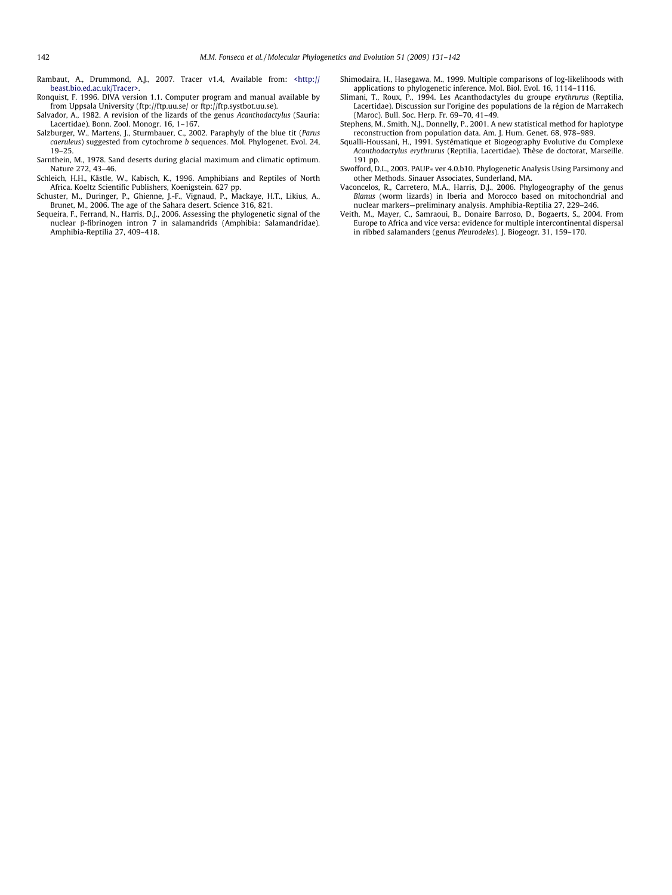Rambaut, A., Drummond, A.J., 2007. Tracer v1.4, Available from: <http://beast.bio.ed.ac.uk/Tracer>.

Ronquist, F. 1996. DIVA version 1.1. Computer program and manual available by from Uppsala University (ftp://ftp.uu.se/ or ftp://ftp.systbot.uu.se).

Salvador, A., 1982. A revision of the lizards of the genus *Acanthodactylus* (Sauria: Lacertidae). Bonn. Zool. Monogr. 16, 1–167.

Salzburger, W., Martens, J., Sturmbauer, C., 2002. Paraphyly of the blue tit (*Parus caeruleus*) suggested from cytochrome *b* sequences. Mol. Phylogenet. Evol. 24, 19–25.

Sarnthein, M., 1978. Sand deserts during glacial maximum and climatic optimum. Nature 272, 43–46.

Schleich, H.H., Kästle, W., Kabisch, K., 1996. Amphibians and Reptiles of North Africa. Koeltz Scientific Publishers, Koenigstein. 627 pp.

Schuster, M., Duringer, P., Ghienne, J.-F., Vignaud, P., Mackaye, H.T., Likius, A., Brunet, M., 2006. The age of the Sahara desert. Science 316, 821.

Sequeira, F., Ferrand, N., Harris, D.J., 2006. Assessing the phylogenetic signal of the nuclear β-fibrinogen intron 7 in salamandrids (Amphibia: Salamandridae). Amphibia-Reptilia 27, 409–418.

Shimodaira, H., Hasegawa, M., 1999. Multiple comparisons of log-likelihoods with applications to phylogenetic inference. Mol. Biol. Evol. 16, 1114–1116.

Slimani, T., Roux, P., 1994. Les Acanthodactyles du groupe *erythrurus* (Reptilia, Lacertidae). Discussion sur l'origine des populations de la région de Marrakech (Maroc). Bull. Soc. Herp. Fr. 69–70, 41–49.

Stephens, M., Smith, N.J., Donnelly, P., 2001. A new statistical method for haplotype reconstruction from population data. Am. J. Hum. Genet. 68, 978–989.

Squalli-Houssani, H., 1991. Systématique et Biogeography Evolutive du Complexe *Acanthodactylus erythrurus* (Reptilia, Lacertidae). Thèse de doctorat, Marseille. 191 pp.

Swofford, D.L., 2003. PAUP* ver 4.0.b10. Phylogenetic Analysis Using Parsimony and other Methods. Sinauer Associates, Sunderland, MA.

Vaconcelos, R., Carretero, M.A., Harris, D.J., 2006. Phylogeography of the genus *Blanus* (worm lizards) in Iberia and Morocco based on mitochondrial and nuclear markers—preliminary analysis. Amphibia-Reptilia 27, 229–246.

Veith, M., Mayer, C., Samraoui, B., Donaire Barroso, D., Bogaerts, S., 2004. From Europe to Africa and vice versa: evidence for multiple intercontinental dispersal in ribbed salamanders (genus *Pleurodeles*). J. Biogeogr. 31, 159–170.